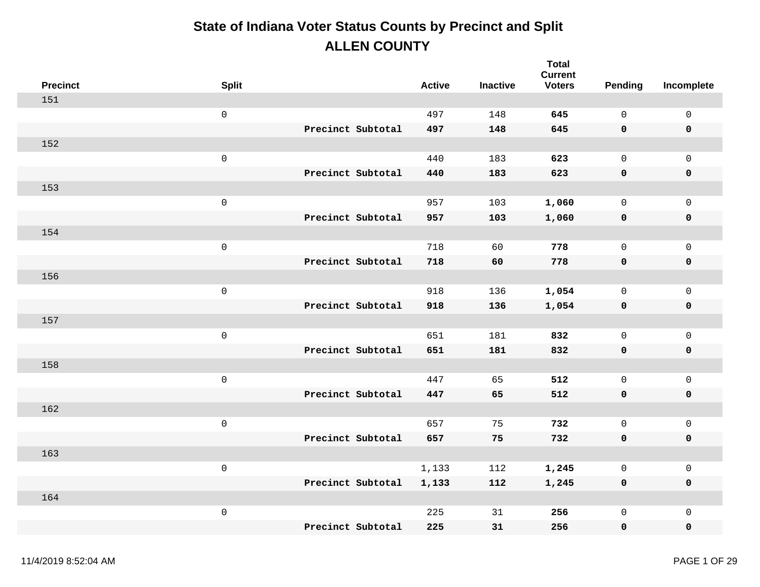# State of Indiana Voter Status Counts by Precinct and Split

## ALLEN COUNTY

| Precinct | Split | | Active | Inactive | Total Current Voters | Pending | Incomplete |
|---|---|---|---|---|---|---|---|
| 151 | | | | | | | |
| | 0 | | 497 | 148 | **645** | 0 | 0 |
| | | **Precinct Subtotal** | **497** | **148** | **645** | **0** | **0** |
| 152 | | | | | | | |
| | 0 | | 440 | 183 | **623** | 0 | 0 |
| | | **Precinct Subtotal** | **440** | **183** | **623** | **0** | **0** |
| 153 | | | | | | | |
| | 0 | | 957 | 103 | **1,060** | 0 | 0 |
| | | **Precinct Subtotal** | **957** | **103** | **1,060** | **0** | **0** |
| 154 | | | | | | | |
| | 0 | | 718 | 60 | **778** | 0 | 0 |
| | | **Precinct Subtotal** | **718** | **60** | **778** | **0** | **0** |
| 156 | | | | | | | |
| | 0 | | 918 | 136 | **1,054** | 0 | 0 |
| | | **Precinct Subtotal** | **918** | **136** | **1,054** | **0** | **0** |
| 157 | | | | | | | |
| | 0 | | 651 | 181 | **832** | 0 | 0 |
| | | **Precinct Subtotal** | **651** | **181** | **832** | **0** | **0** |
| 158 | | | | | | | |
| | 0 | | 447 | 65 | **512** | 0 | 0 |
| | | **Precinct Subtotal** | **447** | **65** | **512** | **0** | **0** |
| 162 | | | | | | | |
| | 0 | | 657 | 75 | **732** | 0 | 0 |
| | | **Precinct Subtotal** | **657** | **75** | **732** | **0** | **0** |
| 163 | | | | | | | |
| | 0 | | 1,133 | 112 | **1,245** | 0 | 0 |
| | | **Precinct Subtotal** | **1,133** | **112** | **1,245** | **0** | **0** |
| 164 | | | | | | | |
| | 0 | | 225 | 31 | **256** | 0 | 0 |
| | | **Precinct Subtotal** | **225** | **31** | **256** | **0** | **0** |

11/4/2019 8:52:04 AM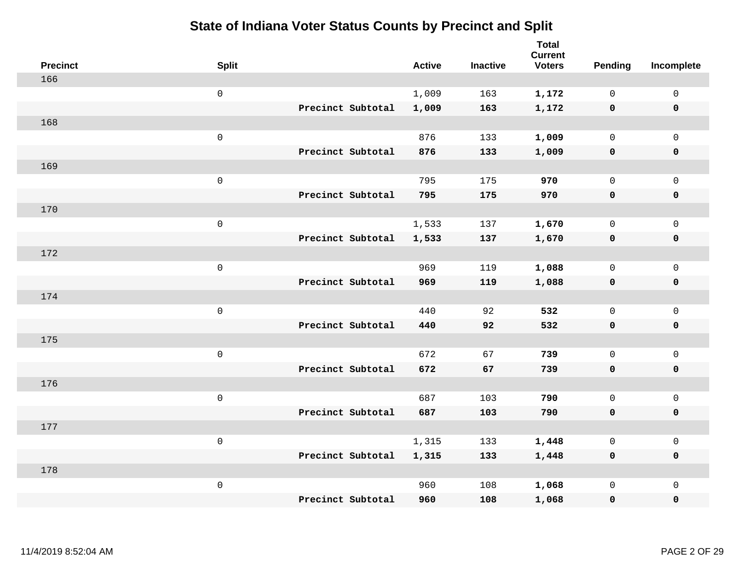# State of Indiana Voter Status Counts by Precinct and Split

| Precinct | Split | | Active | Inactive | Total Current Voters | Pending | Incomplete |
|---|---|---|---|---|---|---|---|
| 166 | | | | | | | |
| | 0 | | 1,009 | 163 | **1,172** | 0 | 0 |
| | | **Precinct Subtotal** | **1,009** | **163** | **1,172** | **0** | **0** |
| 168 | | | | | | | |
| | 0 | | 876 | 133 | **1,009** | 0 | 0 |
| | | **Precinct Subtotal** | **876** | **133** | **1,009** | **0** | **0** |
| 169 | | | | | | | |
| | 0 | | 795 | 175 | **970** | 0 | 0 |
| | | **Precinct Subtotal** | **795** | **175** | **970** | **0** | **0** |
| 170 | | | | | | | |
| | 0 | | 1,533 | 137 | **1,670** | 0 | 0 |
| | | **Precinct Subtotal** | **1,533** | **137** | **1,670** | **0** | **0** |
| 172 | | | | | | | |
| | 0 | | 969 | 119 | **1,088** | 0 | 0 |
| | | **Precinct Subtotal** | **969** | **119** | **1,088** | **0** | **0** |
| 174 | | | | | | | |
| | 0 | | 440 | 92 | **532** | 0 | 0 |
| | | **Precinct Subtotal** | **440** | **92** | **532** | **0** | **0** |
| 175 | | | | | | | |
| | 0 | | 672 | 67 | **739** | 0 | 0 |
| | | **Precinct Subtotal** | **672** | **67** | **739** | **0** | **0** |
| 176 | | | | | | | |
| | 0 | | 687 | 103 | **790** | 0 | 0 |
| | | **Precinct Subtotal** | **687** | **103** | **790** | **0** | **0** |
| 177 | | | | | | | |
| | 0 | | 1,315 | 133 | **1,448** | 0 | 0 |
| | | **Precinct Subtotal** | **1,315** | **133** | **1,448** | **0** | **0** |
| 178 | | | | | | | |
| | 0 | | 960 | 108 | **1,068** | 0 | 0 |
| | | **Precinct Subtotal** | **960** | **108** | **1,068** | **0** | **0** |

11/4/2019 8:52:04 AM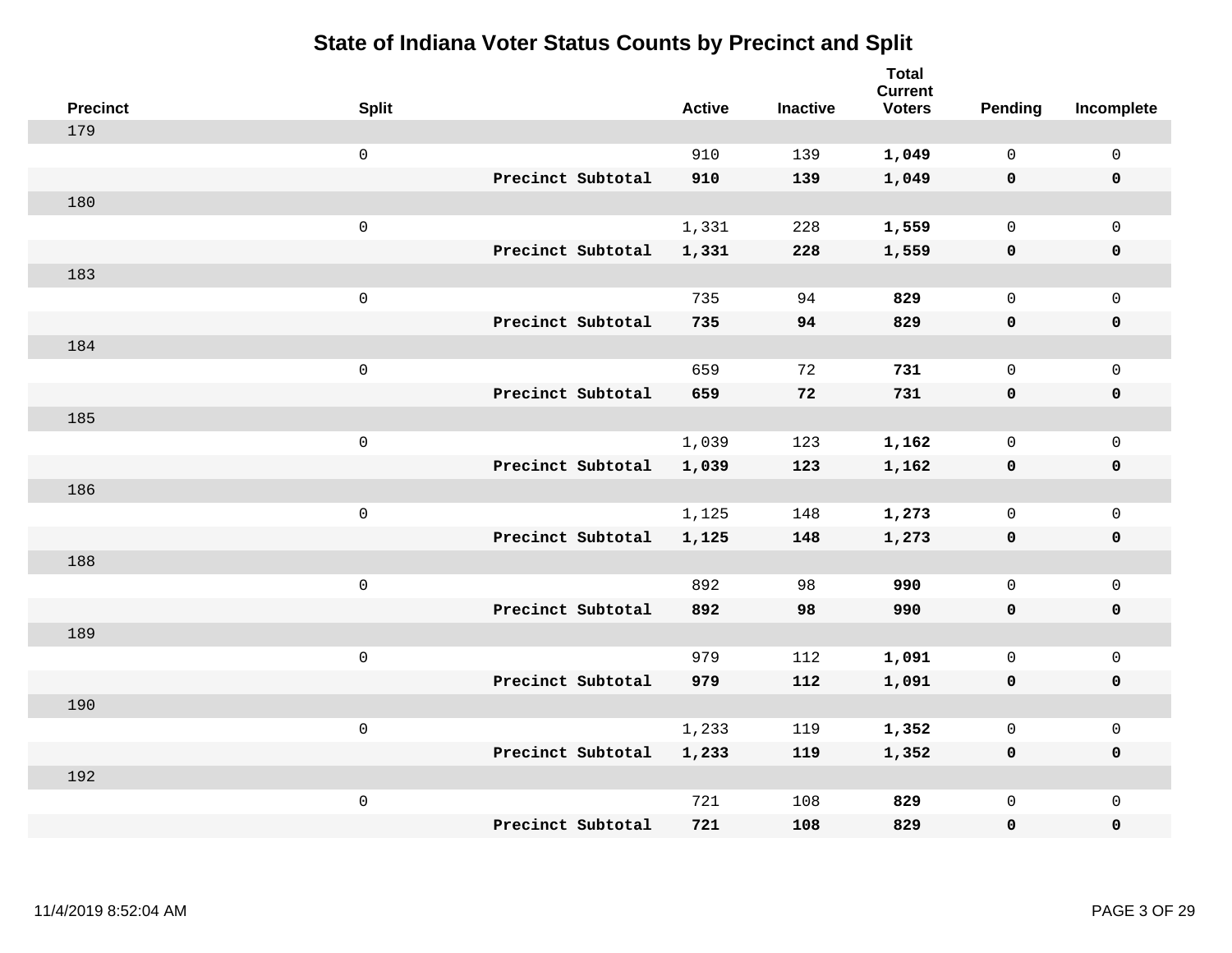# State of Indiana Voter Status Counts by Precinct and Split

| Precinct | Split | | Active | Inactive | Total Current Voters | Pending | Incomplete |
|---|---|---|---|---|---|---|---|
| 179 | | | | | | | |
| | 0 | | 910 | 139 | **1,049** | 0 | 0 |
| | | **Precinct Subtotal** | **910** | **139** | **1,049** | **0** | **0** |
| 180 | | | | | | | |
| | 0 | | 1,331 | 228 | **1,559** | 0 | 0 |
| | | **Precinct Subtotal** | **1,331** | **228** | **1,559** | **0** | **0** |
| 183 | | | | | | | |
| | 0 | | 735 | 94 | **829** | 0 | 0 |
| | | **Precinct Subtotal** | **735** | **94** | **829** | **0** | **0** |
| 184 | | | | | | | |
| | 0 | | 659 | 72 | **731** | 0 | 0 |
| | | **Precinct Subtotal** | **659** | **72** | **731** | **0** | **0** |
| 185 | | | | | | | |
| | 0 | | 1,039 | 123 | **1,162** | 0 | 0 |
| | | **Precinct Subtotal** | **1,039** | **123** | **1,162** | **0** | **0** |
| 186 | | | | | | | |
| | 0 | | 1,125 | 148 | **1,273** | 0 | 0 |
| | | **Precinct Subtotal** | **1,125** | **148** | **1,273** | **0** | **0** |
| 188 | | | | | | | |
| | 0 | | 892 | 98 | **990** | 0 | 0 |
| | | **Precinct Subtotal** | **892** | **98** | **990** | **0** | **0** |
| 189 | | | | | | | |
| | 0 | | 979 | 112 | **1,091** | 0 | 0 |
| | | **Precinct Subtotal** | **979** | **112** | **1,091** | **0** | **0** |
| 190 | | | | | | | |
| | 0 | | 1,233 | 119 | **1,352** | 0 | 0 |
| | | **Precinct Subtotal** | **1,233** | **119** | **1,352** | **0** | **0** |
| 192 | | | | | | | |
| | 0 | | 721 | 108 | **829** | 0 | 0 |
| | | **Precinct Subtotal** | **721** | **108** | **829** | **0** | **0** |

11/4/2019 8:52:04 AM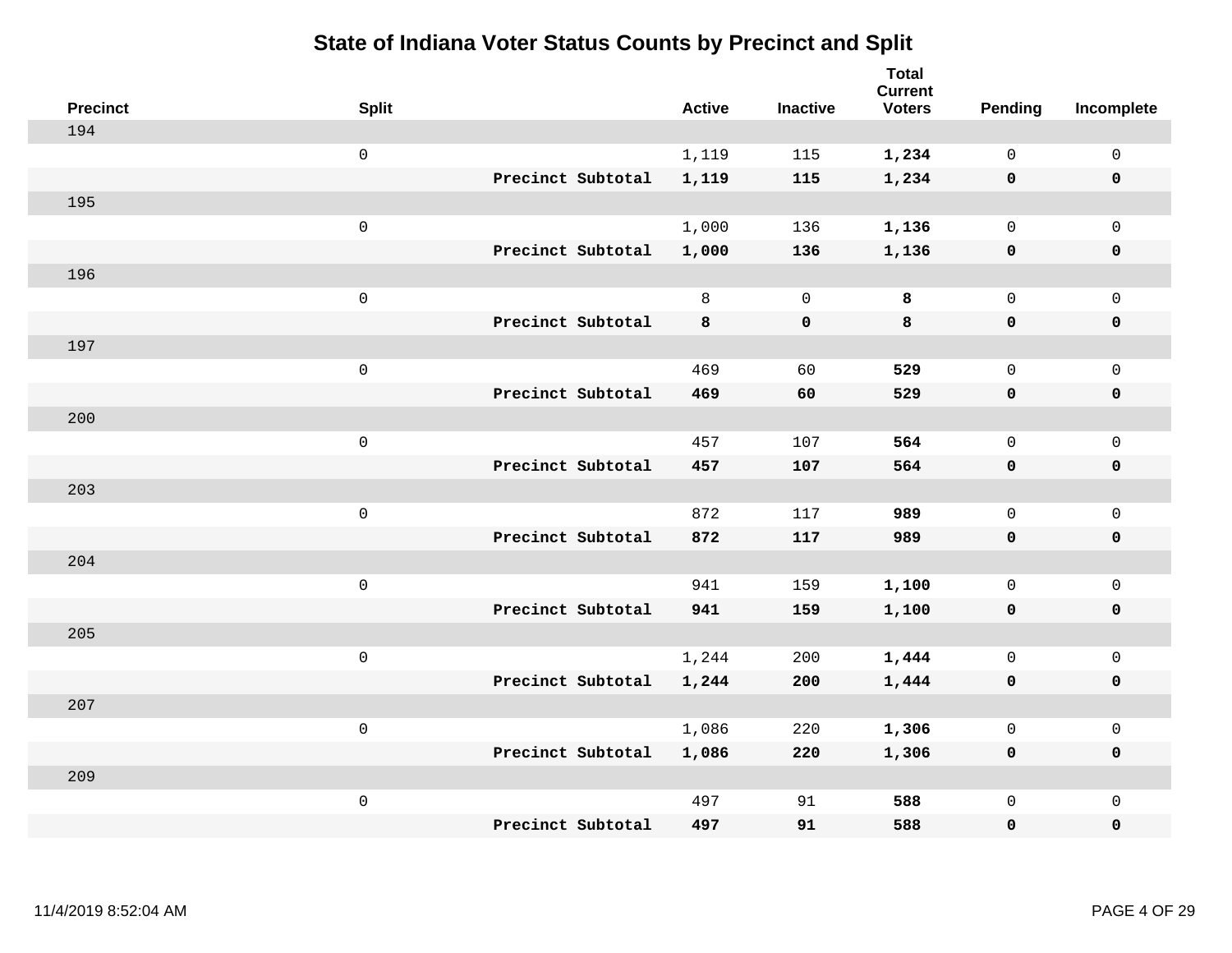# State of Indiana Voter Status Counts by Precinct and Split

| Precinct | Split | | Active | Inactive | Total Current Voters | Pending | Incomplete |
|---|---|---|---|---|---|---|---|
| 194 | | | | | | | |
| | 0 | | 1,119 | 115 | **1,234** | 0 | 0 |
| | | **Precinct Subtotal** | **1,119** | **115** | **1,234** | **0** | **0** |
| 195 | | | | | | | |
| | 0 | | 1,000 | 136 | **1,136** | 0 | 0 |
| | | **Precinct Subtotal** | **1,000** | **136** | **1,136** | **0** | **0** |
| 196 | | | | | | | |
| | 0 | | 8 | 0 | **8** | 0 | 0 |
| | | **Precinct Subtotal** | **8** | **0** | **8** | **0** | **0** |
| 197 | | | | | | | |
| | 0 | | 469 | 60 | **529** | 0 | 0 |
| | | **Precinct Subtotal** | **469** | **60** | **529** | **0** | **0** |
| 200 | | | | | | | |
| | 0 | | 457 | 107 | **564** | 0 | 0 |
| | | **Precinct Subtotal** | **457** | **107** | **564** | **0** | **0** |
| 203 | | | | | | | |
| | 0 | | 872 | 117 | **989** | 0 | 0 |
| | | **Precinct Subtotal** | **872** | **117** | **989** | **0** | **0** |
| 204 | | | | | | | |
| | 0 | | 941 | 159 | **1,100** | 0 | 0 |
| | | **Precinct Subtotal** | **941** | **159** | **1,100** | **0** | **0** |
| 205 | | | | | | | |
| | 0 | | 1,244 | 200 | **1,444** | 0 | 0 |
| | | **Precinct Subtotal** | **1,244** | **200** | **1,444** | **0** | **0** |
| 207 | | | | | | | |
| | 0 | | 1,086 | 220 | **1,306** | 0 | 0 |
| | | **Precinct Subtotal** | **1,086** | **220** | **1,306** | **0** | **0** |
| 209 | | | | | | | |
| | 0 | | 497 | 91 | **588** | 0 | 0 |
| | | **Precinct Subtotal** | **497** | **91** | **588** | **0** | **0** |

11/4/2019 8:52:04 AM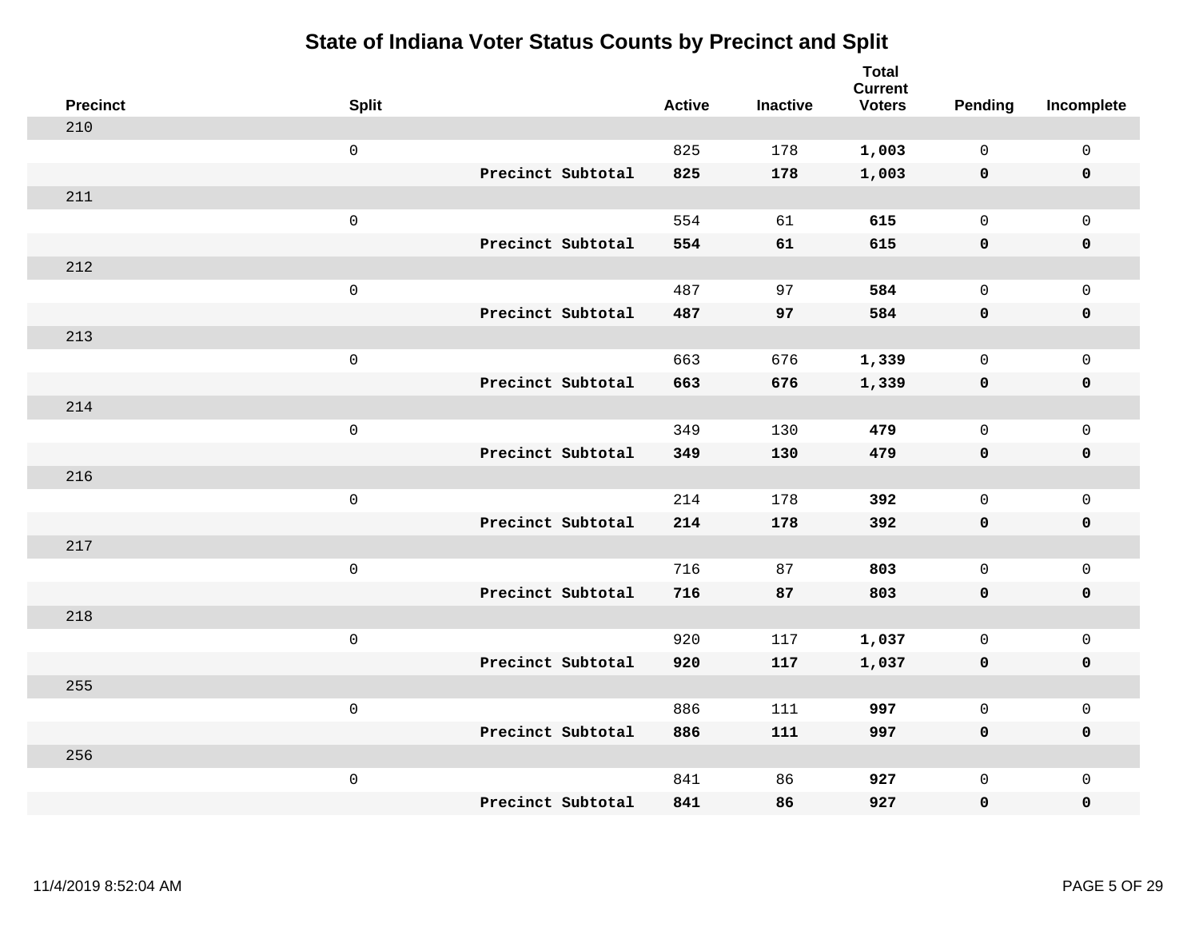# State of Indiana Voter Status Counts by Precinct and Split

| Precinct | Split | | Active | Inactive | Total Current Voters | Pending | Incomplete |
|---|---|---|---|---|---|---|---|
| 210 | | | | | | | |
| | 0 | | 825 | 178 | **1,003** | 0 | 0 |
| | | **Precinct Subtotal** | **825** | **178** | **1,003** | **0** | **0** |
| 211 | | | | | | | |
| | 0 | | 554 | 61 | **615** | 0 | 0 |
| | | **Precinct Subtotal** | **554** | **61** | **615** | **0** | **0** |
| 212 | | | | | | | |
| | 0 | | 487 | 97 | **584** | 0 | 0 |
| | | **Precinct Subtotal** | **487** | **97** | **584** | **0** | **0** |
| 213 | | | | | | | |
| | 0 | | 663 | 676 | **1,339** | 0 | 0 |
| | | **Precinct Subtotal** | **663** | **676** | **1,339** | **0** | **0** |
| 214 | | | | | | | |
| | 0 | | 349 | 130 | **479** | 0 | 0 |
| | | **Precinct Subtotal** | **349** | **130** | **479** | **0** | **0** |
| 216 | | | | | | | |
| | 0 | | 214 | 178 | **392** | 0 | 0 |
| | | **Precinct Subtotal** | **214** | **178** | **392** | **0** | **0** |
| 217 | | | | | | | |
| | 0 | | 716 | 87 | **803** | 0 | 0 |
| | | **Precinct Subtotal** | **716** | **87** | **803** | **0** | **0** |
| 218 | | | | | | | |
| | 0 | | 920 | 117 | **1,037** | 0 | 0 |
| | | **Precinct Subtotal** | **920** | **117** | **1,037** | **0** | **0** |
| 255 | | | | | | | |
| | 0 | | 886 | 111 | **997** | 0 | 0 |
| | | **Precinct Subtotal** | **886** | **111** | **997** | **0** | **0** |
| 256 | | | | | | | |
| | 0 | | 841 | 86 | **927** | 0 | 0 |
| | | **Precinct Subtotal** | **841** | **86** | **927** | **0** | **0** |

11/4/2019 8:52:04 AM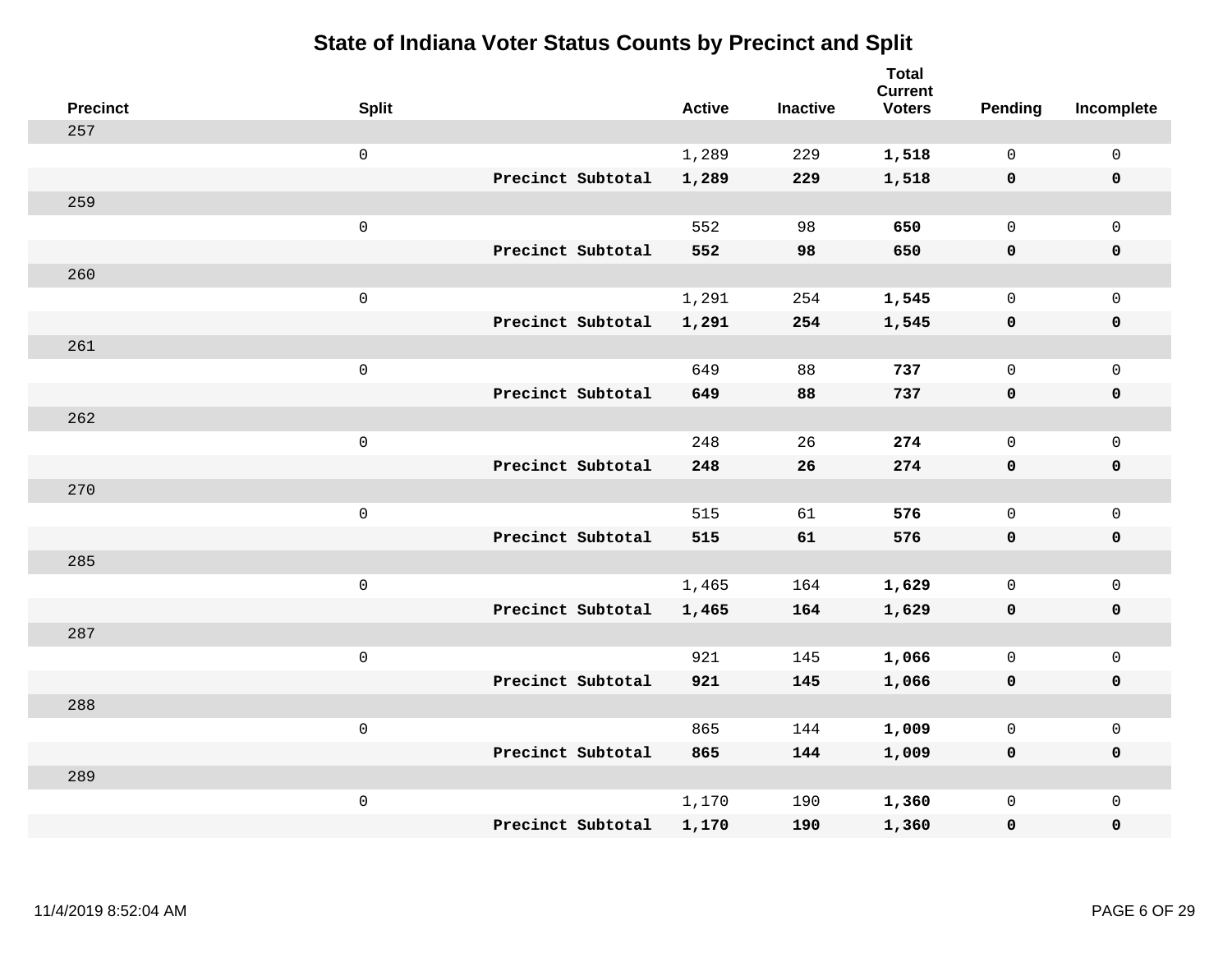# State of Indiana Voter Status Counts by Precinct and Split

| Precinct | Split | | Active | Inactive | Total Current Voters | Pending | Incomplete |
|---|---|---|---|---|---|---|---|
| 257 | | | | | | | |
| | 0 | | 1,289 | 229 | **1,518** | 0 | 0 |
| | | **Precinct Subtotal** | **1,289** | **229** | **1,518** | **0** | **0** |
| 259 | | | | | | | |
| | 0 | | 552 | 98 | **650** | 0 | 0 |
| | | **Precinct Subtotal** | **552** | **98** | **650** | **0** | **0** |
| 260 | | | | | | | |
| | 0 | | 1,291 | 254 | **1,545** | 0 | 0 |
| | | **Precinct Subtotal** | **1,291** | **254** | **1,545** | **0** | **0** |
| 261 | | | | | | | |
| | 0 | | 649 | 88 | **737** | 0 | 0 |
| | | **Precinct Subtotal** | **649** | **88** | **737** | **0** | **0** |
| 262 | | | | | | | |
| | 0 | | 248 | 26 | **274** | 0 | 0 |
| | | **Precinct Subtotal** | **248** | **26** | **274** | **0** | **0** |
| 270 | | | | | | | |
| | 0 | | 515 | 61 | **576** | 0 | 0 |
| | | **Precinct Subtotal** | **515** | **61** | **576** | **0** | **0** |
| 285 | | | | | | | |
| | 0 | | 1,465 | 164 | **1,629** | 0 | 0 |
| | | **Precinct Subtotal** | **1,465** | **164** | **1,629** | **0** | **0** |
| 287 | | | | | | | |
| | 0 | | 921 | 145 | **1,066** | 0 | 0 |
| | | **Precinct Subtotal** | **921** | **145** | **1,066** | **0** | **0** |
| 288 | | | | | | | |
| | 0 | | 865 | 144 | **1,009** | 0 | 0 |
| | | **Precinct Subtotal** | **865** | **144** | **1,009** | **0** | **0** |
| 289 | | | | | | | |
| | 0 | | 1,170 | 190 | **1,360** | 0 | 0 |
| | | **Precinct Subtotal** | **1,170** | **190** | **1,360** | **0** | **0** |

11/4/2019 8:52:04 AM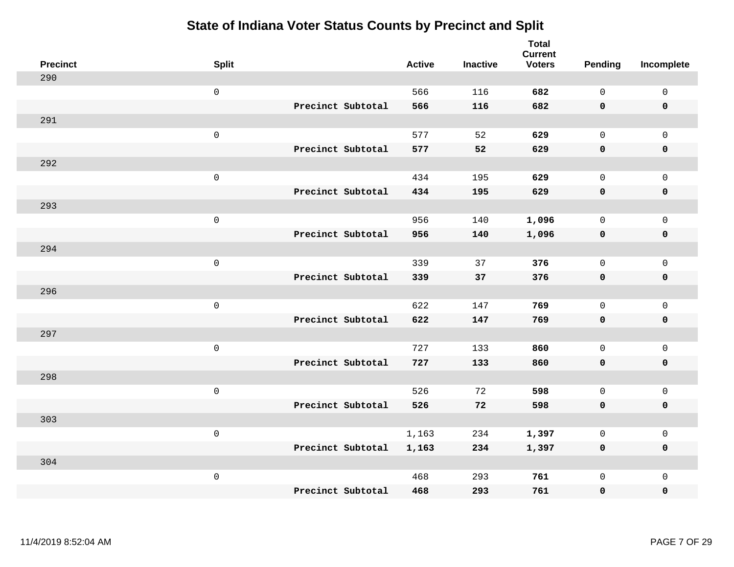# State of Indiana Voter Status Counts by Precinct and Split

| Precinct | Split | | Active | Inactive | Total Current Voters | Pending | Incomplete |
|---|---|---|---|---|---|---|---|
| 290 | | | | | | | |
| | 0 | | 566 | 116 | **682** | 0 | 0 |
| | | **Precinct Subtotal** | **566** | **116** | **682** | **0** | **0** |
| 291 | | | | | | | |
| | 0 | | 577 | 52 | **629** | 0 | 0 |
| | | **Precinct Subtotal** | **577** | **52** | **629** | **0** | **0** |
| 292 | | | | | | | |
| | 0 | | 434 | 195 | **629** | 0 | 0 |
| | | **Precinct Subtotal** | **434** | **195** | **629** | **0** | **0** |
| 293 | | | | | | | |
| | 0 | | 956 | 140 | **1,096** | 0 | 0 |
| | | **Precinct Subtotal** | **956** | **140** | **1,096** | **0** | **0** |
| 294 | | | | | | | |
| | 0 | | 339 | 37 | **376** | 0 | 0 |
| | | **Precinct Subtotal** | **339** | **37** | **376** | **0** | **0** |
| 296 | | | | | | | |
| | 0 | | 622 | 147 | **769** | 0 | 0 |
| | | **Precinct Subtotal** | **622** | **147** | **769** | **0** | **0** |
| 297 | | | | | | | |
| | 0 | | 727 | 133 | **860** | 0 | 0 |
| | | **Precinct Subtotal** | **727** | **133** | **860** | **0** | **0** |
| 298 | | | | | | | |
| | 0 | | 526 | 72 | **598** | 0 | 0 |
| | | **Precinct Subtotal** | **526** | **72** | **598** | **0** | **0** |
| 303 | | | | | | | |
| | 0 | | 1,163 | 234 | **1,397** | 0 | 0 |
| | | **Precinct Subtotal** | **1,163** | **234** | **1,397** | **0** | **0** |
| 304 | | | | | | | |
| | 0 | | 468 | 293 | **761** | 0 | 0 |
| | | **Precinct Subtotal** | **468** | **293** | **761** | **0** | **0** |

11/4/2019 8:52:04 AM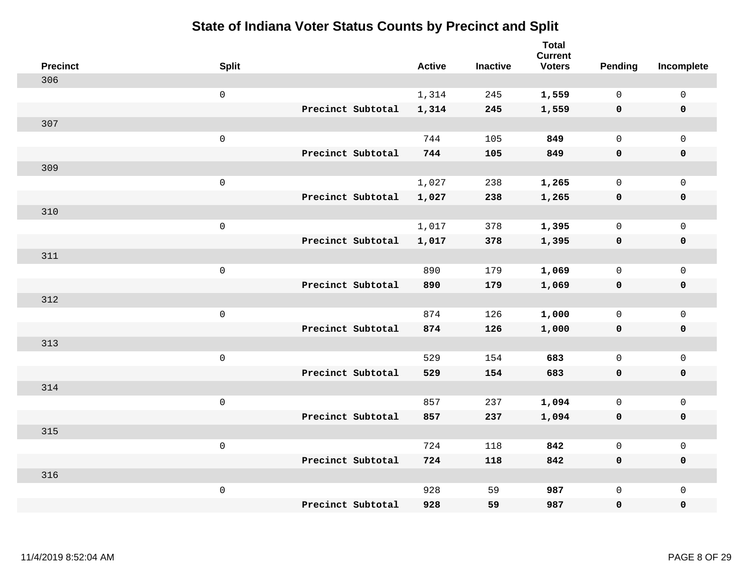# State of Indiana Voter Status Counts by Precinct and Split

| Precinct | Split | | Active | Inactive | Total Current Voters | Pending | Incomplete |
|---|---|---|---|---|---|---|---|
| 306 | | | | | | | |
| | 0 | | 1,314 | 245 | **1,559** | 0 | 0 |
| | | **Precinct Subtotal** | **1,314** | **245** | **1,559** | **0** | **0** |
| 307 | | | | | | | |
| | 0 | | 744 | 105 | **849** | 0 | 0 |
| | | **Precinct Subtotal** | **744** | **105** | **849** | **0** | **0** |
| 309 | | | | | | | |
| | 0 | | 1,027 | 238 | **1,265** | 0 | 0 |
| | | **Precinct Subtotal** | **1,027** | **238** | **1,265** | **0** | **0** |
| 310 | | | | | | | |
| | 0 | | 1,017 | 378 | **1,395** | 0 | 0 |
| | | **Precinct Subtotal** | **1,017** | **378** | **1,395** | **0** | **0** |
| 311 | | | | | | | |
| | 0 | | 890 | 179 | **1,069** | 0 | 0 |
| | | **Precinct Subtotal** | **890** | **179** | **1,069** | **0** | **0** |
| 312 | | | | | | | |
| | 0 | | 874 | 126 | **1,000** | 0 | 0 |
| | | **Precinct Subtotal** | **874** | **126** | **1,000** | **0** | **0** |
| 313 | | | | | | | |
| | 0 | | 529 | 154 | **683** | 0 | 0 |
| | | **Precinct Subtotal** | **529** | **154** | **683** | **0** | **0** |
| 314 | | | | | | | |
| | 0 | | 857 | 237 | **1,094** | 0 | 0 |
| | | **Precinct Subtotal** | **857** | **237** | **1,094** | **0** | **0** |
| 315 | | | | | | | |
| | 0 | | 724 | 118 | **842** | 0 | 0 |
| | | **Precinct Subtotal** | **724** | **118** | **842** | **0** | **0** |
| 316 | | | | | | | |
| | 0 | | 928 | 59 | **987** | 0 | 0 |
| | | **Precinct Subtotal** | **928** | **59** | **987** | **0** | **0** |

11/4/2019 8:52:04 AM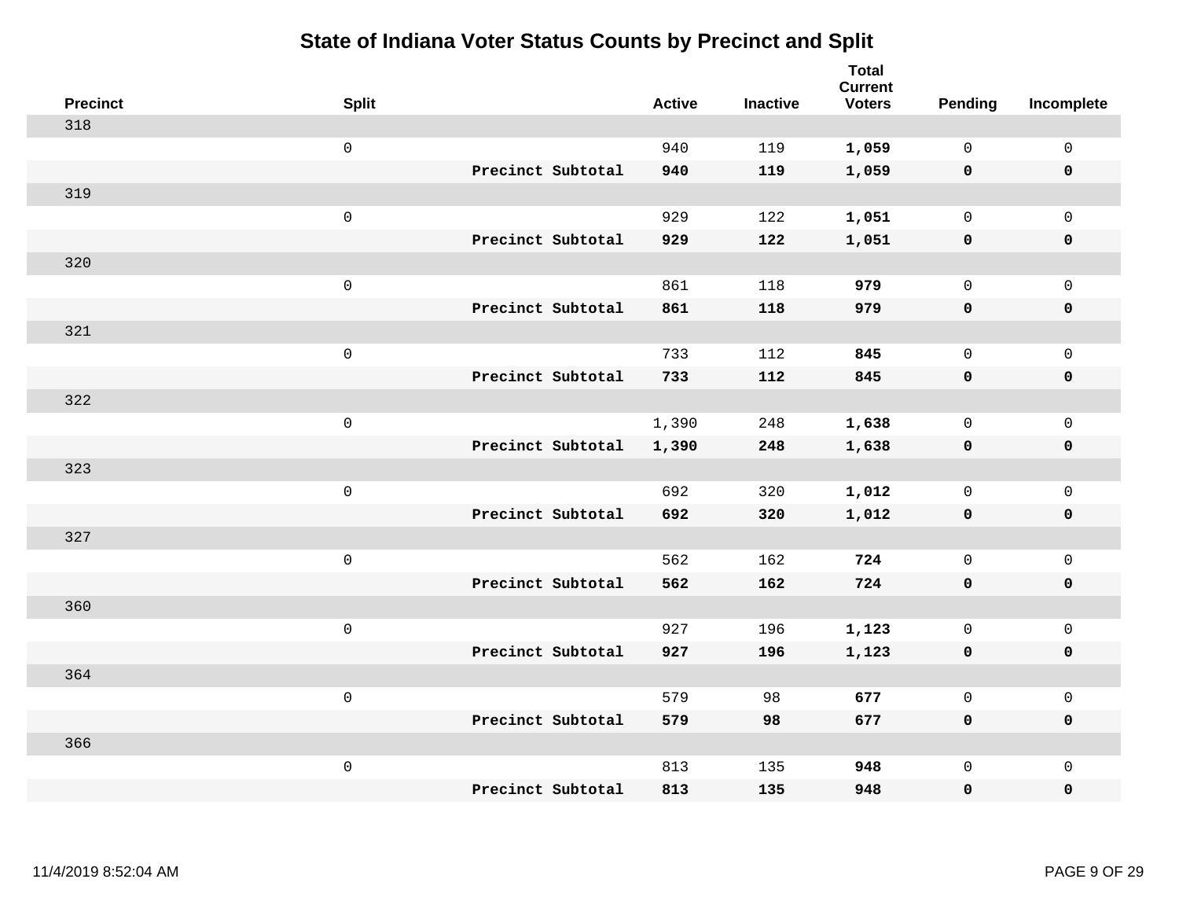# State of Indiana Voter Status Counts by Precinct and Split

| Precinct | Split | | Active | Inactive | Total Current Voters | Pending | Incomplete |
|---|---|---|---|---|---|---|---|
| 318 | | | | | | | |
| | 0 | | 940 | 119 | **1,059** | 0 | 0 |
| | | **Precinct Subtotal** | **940** | **119** | **1,059** | **0** | **0** |
| 319 | | | | | | | |
| | 0 | | 929 | 122 | **1,051** | 0 | 0 |
| | | **Precinct Subtotal** | **929** | **122** | **1,051** | **0** | **0** |
| 320 | | | | | | | |
| | 0 | | 861 | 118 | **979** | 0 | 0 |
| | | **Precinct Subtotal** | **861** | **118** | **979** | **0** | **0** |
| 321 | | | | | | | |
| | 0 | | 733 | 112 | **845** | 0 | 0 |
| | | **Precinct Subtotal** | **733** | **112** | **845** | **0** | **0** |
| 322 | | | | | | | |
| | 0 | | 1,390 | 248 | **1,638** | 0 | 0 |
| | | **Precinct Subtotal** | **1,390** | **248** | **1,638** | **0** | **0** |
| 323 | | | | | | | |
| | 0 | | 692 | 320 | **1,012** | 0 | 0 |
| | | **Precinct Subtotal** | **692** | **320** | **1,012** | **0** | **0** |
| 327 | | | | | | | |
| | 0 | | 562 | 162 | **724** | 0 | 0 |
| | | **Precinct Subtotal** | **562** | **162** | **724** | **0** | **0** |
| 360 | | | | | | | |
| | 0 | | 927 | 196 | **1,123** | 0 | 0 |
| | | **Precinct Subtotal** | **927** | **196** | **1,123** | **0** | **0** |
| 364 | | | | | | | |
| | 0 | | 579 | 98 | **677** | 0 | 0 |
| | | **Precinct Subtotal** | **579** | **98** | **677** | **0** | **0** |
| 366 | | | | | | | |
| | 0 | | 813 | 135 | **948** | 0 | 0 |
| | | **Precinct Subtotal** | **813** | **135** | **948** | **0** | **0** |

11/4/2019 8:52:04 AM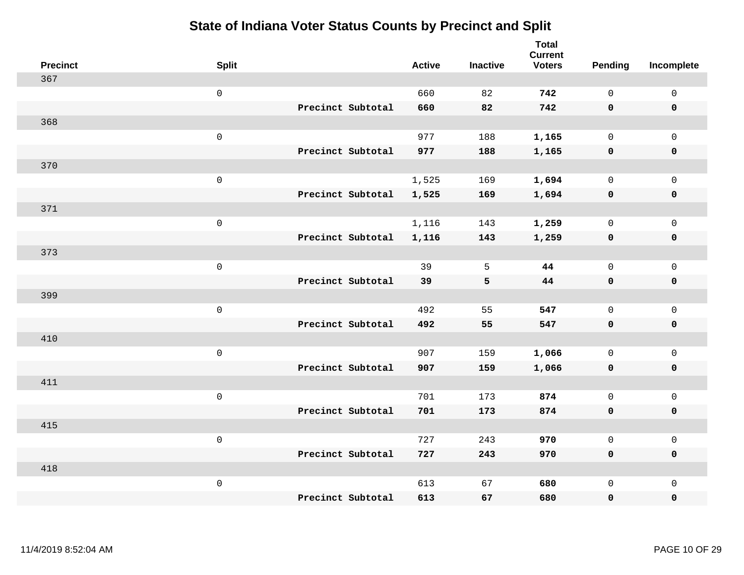# State of Indiana Voter Status Counts by Precinct and Split

| Precinct | Split | | Active | Inactive | Total Current Voters | Pending | Incomplete |
|---|---|---|---|---|---|---|---|
| 367 | | | | | | | |
| | 0 | | 660 | 82 | **742** | 0 | 0 |
| | | **Precinct Subtotal** | **660** | **82** | **742** | **0** | **0** |
| 368 | | | | | | | |
| | 0 | | 977 | 188 | **1,165** | 0 | 0 |
| | | **Precinct Subtotal** | **977** | **188** | **1,165** | **0** | **0** |
| 370 | | | | | | | |
| | 0 | | 1,525 | 169 | **1,694** | 0 | 0 |
| | | **Precinct Subtotal** | **1,525** | **169** | **1,694** | **0** | **0** |
| 371 | | | | | | | |
| | 0 | | 1,116 | 143 | **1,259** | 0 | 0 |
| | | **Precinct Subtotal** | **1,116** | **143** | **1,259** | **0** | **0** |
| 373 | | | | | | | |
| | 0 | | 39 | 5 | **44** | 0 | 0 |
| | | **Precinct Subtotal** | **39** | **5** | **44** | **0** | **0** |
| 399 | | | | | | | |
| | 0 | | 492 | 55 | **547** | 0 | 0 |
| | | **Precinct Subtotal** | **492** | **55** | **547** | **0** | **0** |
| 410 | | | | | | | |
| | 0 | | 907 | 159 | **1,066** | 0 | 0 |
| | | **Precinct Subtotal** | **907** | **159** | **1,066** | **0** | **0** |
| 411 | | | | | | | |
| | 0 | | 701 | 173 | **874** | 0 | 0 |
| | | **Precinct Subtotal** | **701** | **173** | **874** | **0** | **0** |
| 415 | | | | | | | |
| | 0 | | 727 | 243 | **970** | 0 | 0 |
| | | **Precinct Subtotal** | **727** | **243** | **970** | **0** | **0** |
| 418 | | | | | | | |
| | 0 | | 613 | 67 | **680** | 0 | 0 |
| | | **Precinct Subtotal** | **613** | **67** | **680** | **0** | **0** |

11/4/2019 8:52:04 AM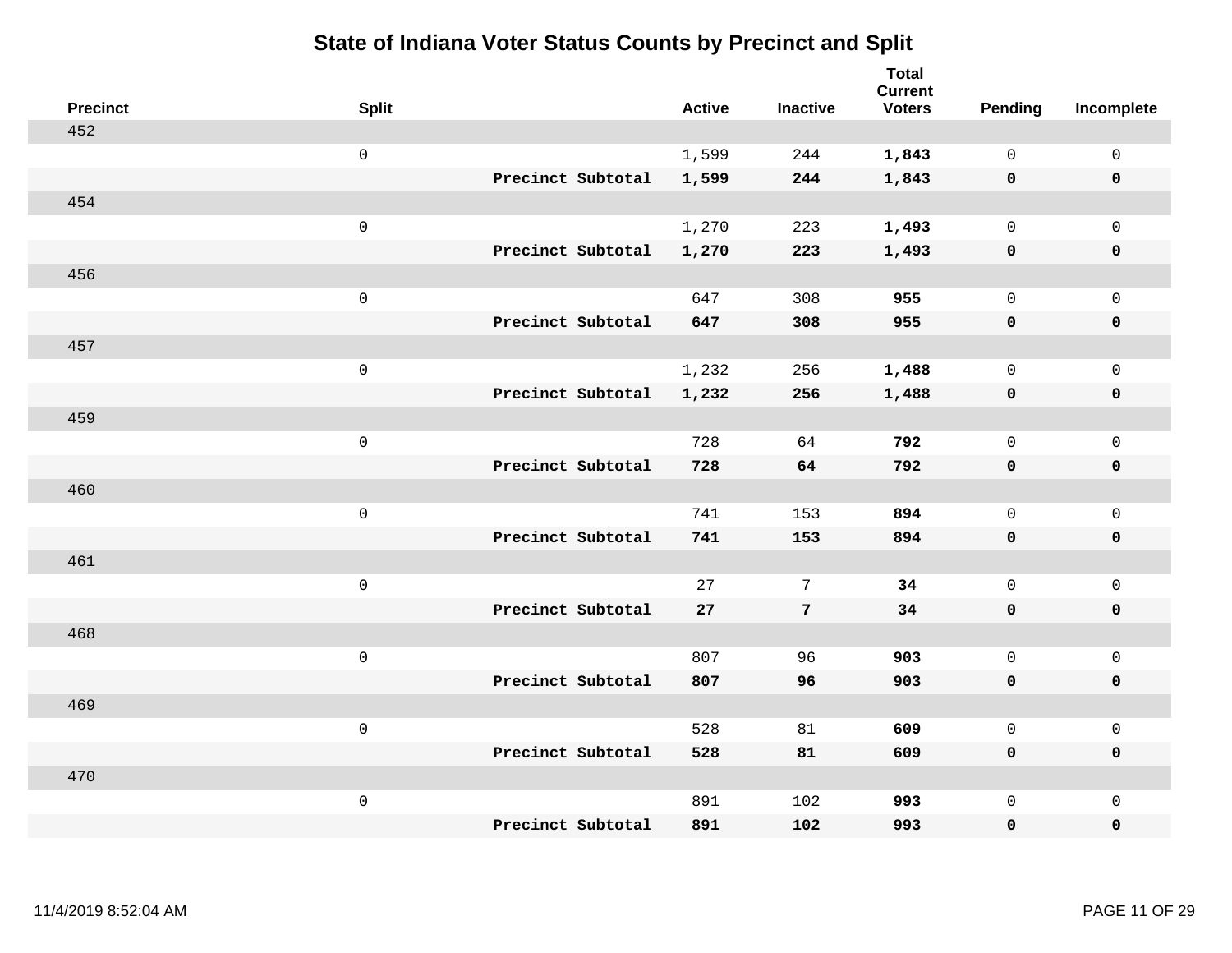# State of Indiana Voter Status Counts by Precinct and Split

| Precinct | Split | | Active | Inactive | Total Current Voters | Pending | Incomplete |
|---|---|---|---|---|---|---|---|
| 452 | | | | | | | |
| | 0 | | 1,599 | 244 | **1,843** | 0 | 0 |
| | | **Precinct Subtotal** | **1,599** | **244** | **1,843** | **0** | **0** |
| 454 | | | | | | | |
| | 0 | | 1,270 | 223 | **1,493** | 0 | 0 |
| | | **Precinct Subtotal** | **1,270** | **223** | **1,493** | **0** | **0** |
| 456 | | | | | | | |
| | 0 | | 647 | 308 | **955** | 0 | 0 |
| | | **Precinct Subtotal** | **647** | **308** | **955** | **0** | **0** |
| 457 | | | | | | | |
| | 0 | | 1,232 | 256 | **1,488** | 0 | 0 |
| | | **Precinct Subtotal** | **1,232** | **256** | **1,488** | **0** | **0** |
| 459 | | | | | | | |
| | 0 | | 728 | 64 | **792** | 0 | 0 |
| | | **Precinct Subtotal** | **728** | **64** | **792** | **0** | **0** |
| 460 | | | | | | | |
| | 0 | | 741 | 153 | **894** | 0 | 0 |
| | | **Precinct Subtotal** | **741** | **153** | **894** | **0** | **0** |
| 461 | | | | | | | |
| | 0 | | 27 | 7 | **34** | 0 | 0 |
| | | **Precinct Subtotal** | **27** | **7** | **34** | **0** | **0** |
| 468 | | | | | | | |
| | 0 | | 807 | 96 | **903** | 0 | 0 |
| | | **Precinct Subtotal** | **807** | **96** | **903** | **0** | **0** |
| 469 | | | | | | | |
| | 0 | | 528 | 81 | **609** | 0 | 0 |
| | | **Precinct Subtotal** | **528** | **81** | **609** | **0** | **0** |
| 470 | | | | | | | |
| | 0 | | 891 | 102 | **993** | 0 | 0 |
| | | **Precinct Subtotal** | **891** | **102** | **993** | **0** | **0** |

11/4/2019 8:52:04 AM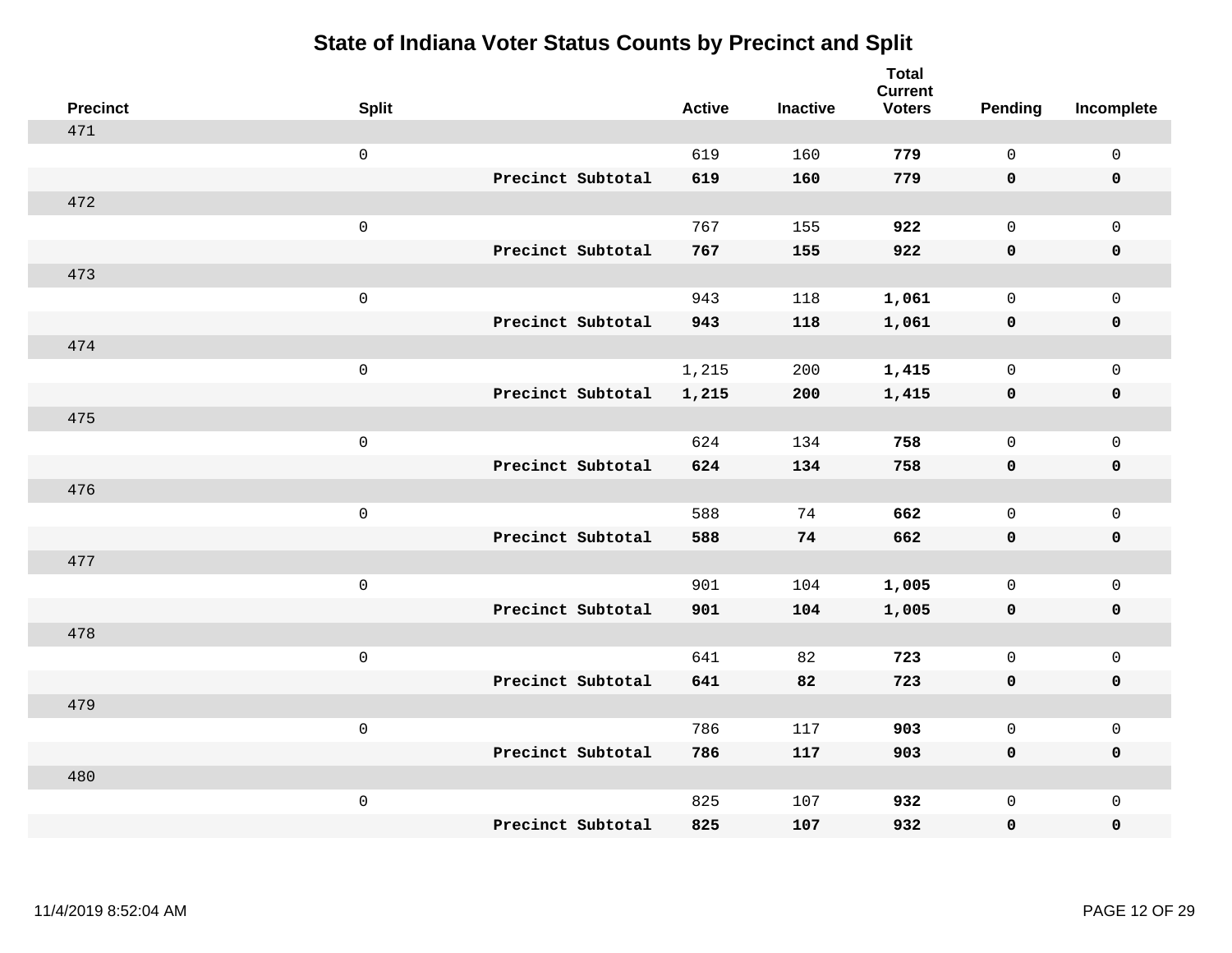# State of Indiana Voter Status Counts by Precinct and Split

| Precinct | Split | | Active | Inactive | Total Current Voters | Pending | Incomplete |
|---|---|---|---|---|---|---|---|
| 471 | | | | | | | |
| | 0 | | 619 | 160 | **779** | 0 | 0 |
| | | **Precinct Subtotal** | **619** | **160** | **779** | **0** | **0** |
| 472 | | | | | | | |
| | 0 | | 767 | 155 | **922** | 0 | 0 |
| | | **Precinct Subtotal** | **767** | **155** | **922** | **0** | **0** |
| 473 | | | | | | | |
| | 0 | | 943 | 118 | **1,061** | 0 | 0 |
| | | **Precinct Subtotal** | **943** | **118** | **1,061** | **0** | **0** |
| 474 | | | | | | | |
| | 0 | | 1,215 | 200 | **1,415** | 0 | 0 |
| | | **Precinct Subtotal** | **1,215** | **200** | **1,415** | **0** | **0** |
| 475 | | | | | | | |
| | 0 | | 624 | 134 | **758** | 0 | 0 |
| | | **Precinct Subtotal** | **624** | **134** | **758** | **0** | **0** |
| 476 | | | | | | | |
| | 0 | | 588 | 74 | **662** | 0 | 0 |
| | | **Precinct Subtotal** | **588** | **74** | **662** | **0** | **0** |
| 477 | | | | | | | |
| | 0 | | 901 | 104 | **1,005** | 0 | 0 |
| | | **Precinct Subtotal** | **901** | **104** | **1,005** | **0** | **0** |
| 478 | | | | | | | |
| | 0 | | 641 | 82 | **723** | 0 | 0 |
| | | **Precinct Subtotal** | **641** | **82** | **723** | **0** | **0** |
| 479 | | | | | | | |
| | 0 | | 786 | 117 | **903** | 0 | 0 |
| | | **Precinct Subtotal** | **786** | **117** | **903** | **0** | **0** |
| 480 | | | | | | | |
| | 0 | | 825 | 107 | **932** | 0 | 0 |
| | | **Precinct Subtotal** | **825** | **107** | **932** | **0** | **0** |

11/4/2019 8:52:04 AM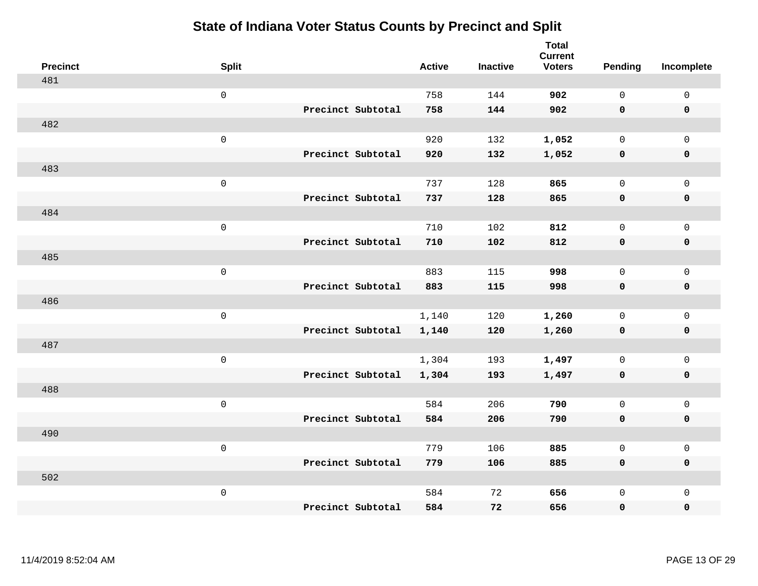# State of Indiana Voter Status Counts by Precinct and Split

| Precinct | Split | | Active | Inactive | Total Current Voters | Pending | Incomplete |
|---|---|---|---|---|---|---|---|
| 481 | | | | | | | |
| | 0 | | 758 | 144 | **902** | 0 | 0 |
| | | **Precinct Subtotal** | **758** | **144** | **902** | **0** | **0** |
| 482 | | | | | | | |
| | 0 | | 920 | 132 | **1,052** | 0 | 0 |
| | | **Precinct Subtotal** | **920** | **132** | **1,052** | **0** | **0** |
| 483 | | | | | | | |
| | 0 | | 737 | 128 | **865** | 0 | 0 |
| | | **Precinct Subtotal** | **737** | **128** | **865** | **0** | **0** |
| 484 | | | | | | | |
| | 0 | | 710 | 102 | **812** | 0 | 0 |
| | | **Precinct Subtotal** | **710** | **102** | **812** | **0** | **0** |
| 485 | | | | | | | |
| | 0 | | 883 | 115 | **998** | 0 | 0 |
| | | **Precinct Subtotal** | **883** | **115** | **998** | **0** | **0** |
| 486 | | | | | | | |
| | 0 | | 1,140 | 120 | **1,260** | 0 | 0 |
| | | **Precinct Subtotal** | **1,140** | **120** | **1,260** | **0** | **0** |
| 487 | | | | | | | |
| | 0 | | 1,304 | 193 | **1,497** | 0 | 0 |
| | | **Precinct Subtotal** | **1,304** | **193** | **1,497** | **0** | **0** |
| 488 | | | | | | | |
| | 0 | | 584 | 206 | **790** | 0 | 0 |
| | | **Precinct Subtotal** | **584** | **206** | **790** | **0** | **0** |
| 490 | | | | | | | |
| | 0 | | 779 | 106 | **885** | 0 | 0 |
| | | **Precinct Subtotal** | **779** | **106** | **885** | **0** | **0** |
| 502 | | | | | | | |
| | 0 | | 584 | 72 | **656** | 0 | 0 |
| | | **Precinct Subtotal** | **584** | **72** | **656** | **0** | **0** |

11/4/2019 8:52:04 AM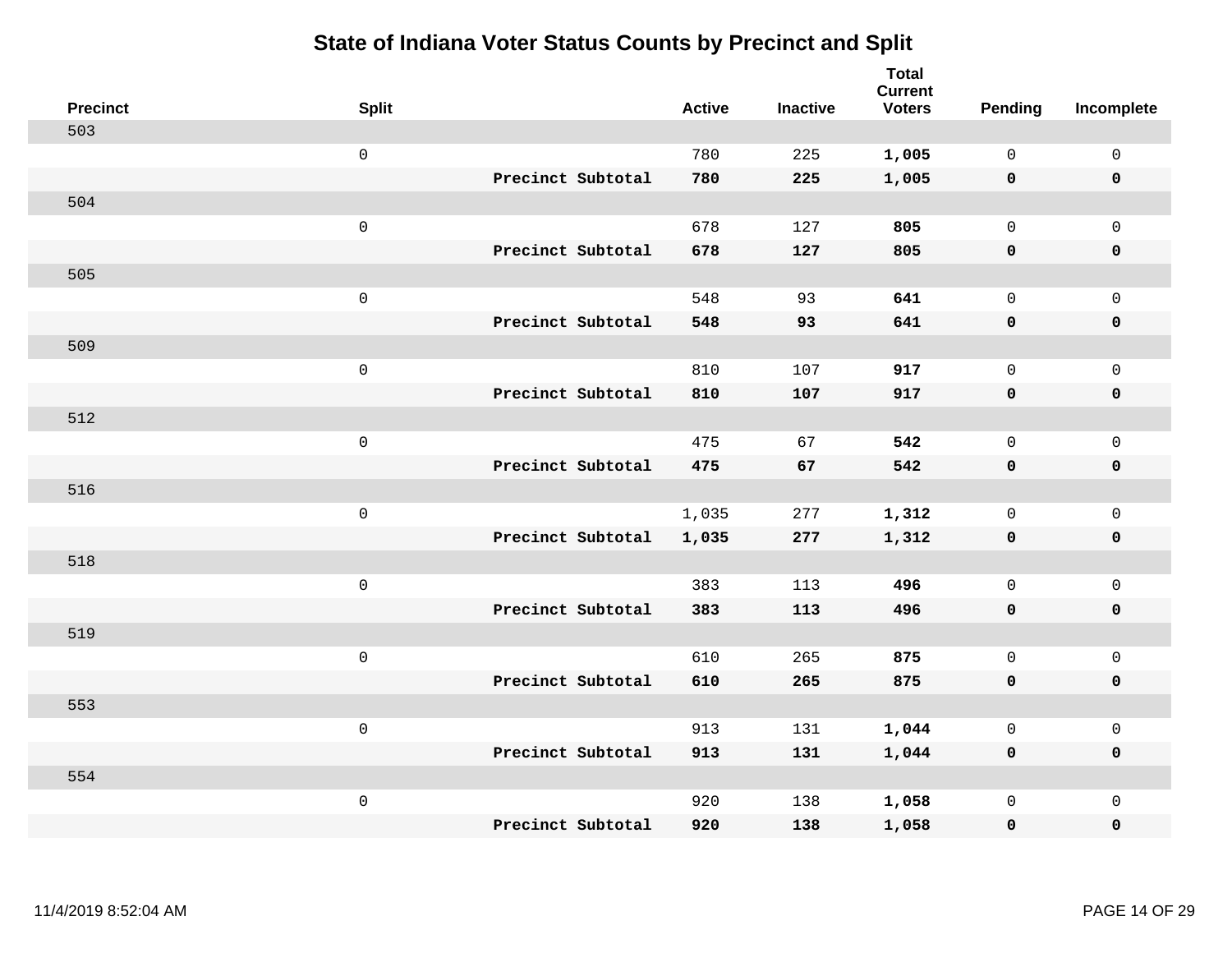# State of Indiana Voter Status Counts by Precinct and Split

| Precinct | Split | | Active | Inactive | Total Current Voters | Pending | Incomplete |
|---|---|---|---|---|---|---|---|
| 503 | | | | | | | |
| | 0 | | 780 | 225 | **1,005** | 0 | 0 |
| | | **Precinct Subtotal** | **780** | **225** | **1,005** | **0** | **0** |
| 504 | | | | | | | |
| | 0 | | 678 | 127 | **805** | 0 | 0 |
| | | **Precinct Subtotal** | **678** | **127** | **805** | **0** | **0** |
| 505 | | | | | | | |
| | 0 | | 548 | 93 | **641** | 0 | 0 |
| | | **Precinct Subtotal** | **548** | **93** | **641** | **0** | **0** |
| 509 | | | | | | | |
| | 0 | | 810 | 107 | **917** | 0 | 0 |
| | | **Precinct Subtotal** | **810** | **107** | **917** | **0** | **0** |
| 512 | | | | | | | |
| | 0 | | 475 | 67 | **542** | 0 | 0 |
| | | **Precinct Subtotal** | **475** | **67** | **542** | **0** | **0** |
| 516 | | | | | | | |
| | 0 | | 1,035 | 277 | **1,312** | 0 | 0 |
| | | **Precinct Subtotal** | **1,035** | **277** | **1,312** | **0** | **0** |
| 518 | | | | | | | |
| | 0 | | 383 | 113 | **496** | 0 | 0 |
| | | **Precinct Subtotal** | **383** | **113** | **496** | **0** | **0** |
| 519 | | | | | | | |
| | 0 | | 610 | 265 | **875** | 0 | 0 |
| | | **Precinct Subtotal** | **610** | **265** | **875** | **0** | **0** |
| 553 | | | | | | | |
| | 0 | | 913 | 131 | **1,044** | 0 | 0 |
| | | **Precinct Subtotal** | **913** | **131** | **1,044** | **0** | **0** |
| 554 | | | | | | | |
| | 0 | | 920 | 138 | **1,058** | 0 | 0 |
| | | **Precinct Subtotal** | **920** | **138** | **1,058** | **0** | **0** |

11/4/2019 8:52:04 AM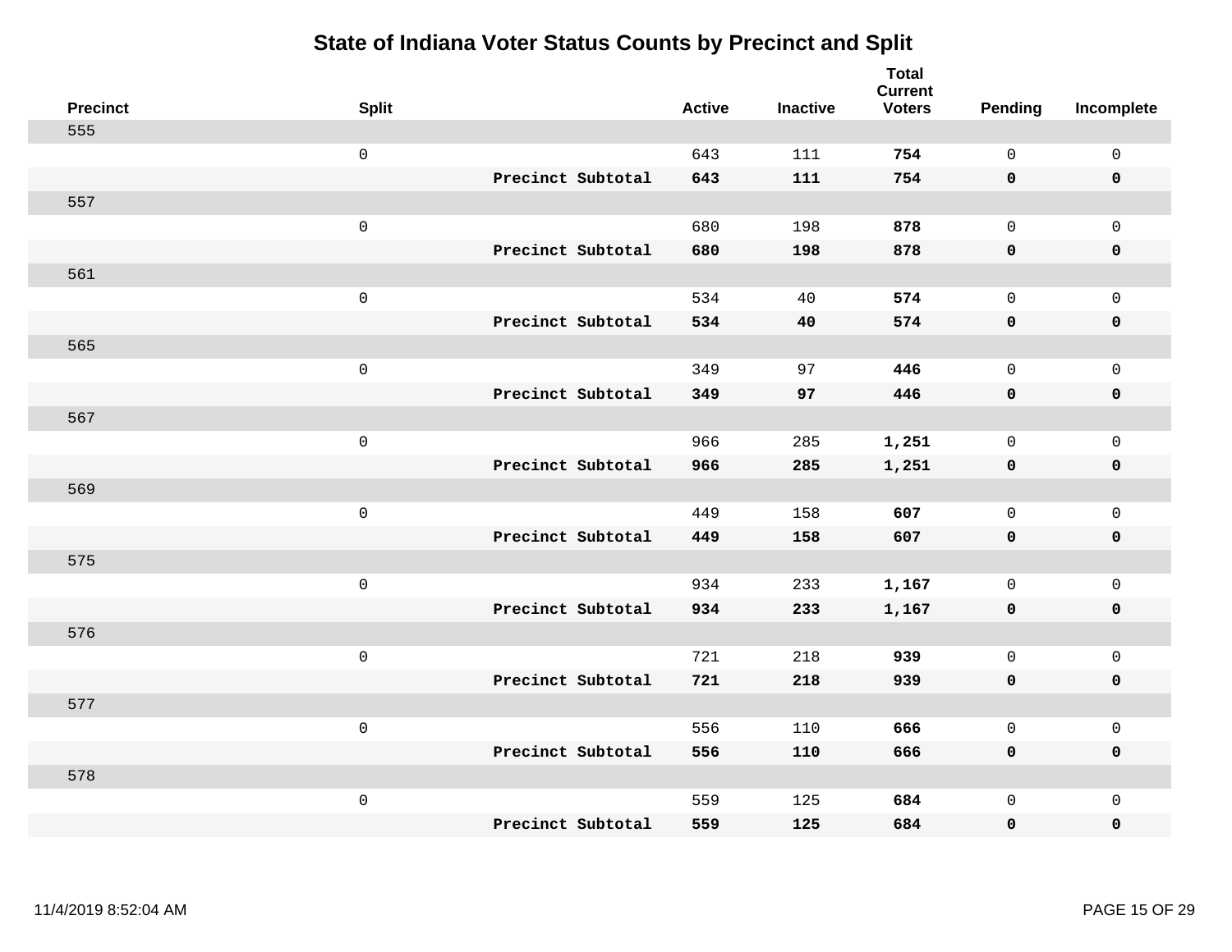# State of Indiana Voter Status Counts by Precinct and Split

| Precinct | Split | | Active | Inactive | Total Current Voters | Pending | Incomplete |
|---|---|---|---|---|---|---|---|
| 555 | | | | | | | |
| | 0 | | 643 | 111 | **754** | 0 | 0 |
| | | **Precinct Subtotal** | **643** | **111** | **754** | **0** | **0** |
| 557 | | | | | | | |
| | 0 | | 680 | 198 | **878** | 0 | 0 |
| | | **Precinct Subtotal** | **680** | **198** | **878** | **0** | **0** |
| 561 | | | | | | | |
| | 0 | | 534 | 40 | **574** | 0 | 0 |
| | | **Precinct Subtotal** | **534** | **40** | **574** | **0** | **0** |
| 565 | | | | | | | |
| | 0 | | 349 | 97 | **446** | 0 | 0 |
| | | **Precinct Subtotal** | **349** | **97** | **446** | **0** | **0** |
| 567 | | | | | | | |
| | 0 | | 966 | 285 | **1,251** | 0 | 0 |
| | | **Precinct Subtotal** | **966** | **285** | **1,251** | **0** | **0** |
| 569 | | | | | | | |
| | 0 | | 449 | 158 | **607** | 0 | 0 |
| | | **Precinct Subtotal** | **449** | **158** | **607** | **0** | **0** |
| 575 | | | | | | | |
| | 0 | | 934 | 233 | **1,167** | 0 | 0 |
| | | **Precinct Subtotal** | **934** | **233** | **1,167** | **0** | **0** |
| 576 | | | | | | | |
| | 0 | | 721 | 218 | **939** | 0 | 0 |
| | | **Precinct Subtotal** | **721** | **218** | **939** | **0** | **0** |
| 577 | | | | | | | |
| | 0 | | 556 | 110 | **666** | 0 | 0 |
| | | **Precinct Subtotal** | **556** | **110** | **666** | **0** | **0** |
| 578 | | | | | | | |
| | 0 | | 559 | 125 | **684** | 0 | 0 |
| | | **Precinct Subtotal** | **559** | **125** | **684** | **0** | **0** |

11/4/2019 8:52:04 AM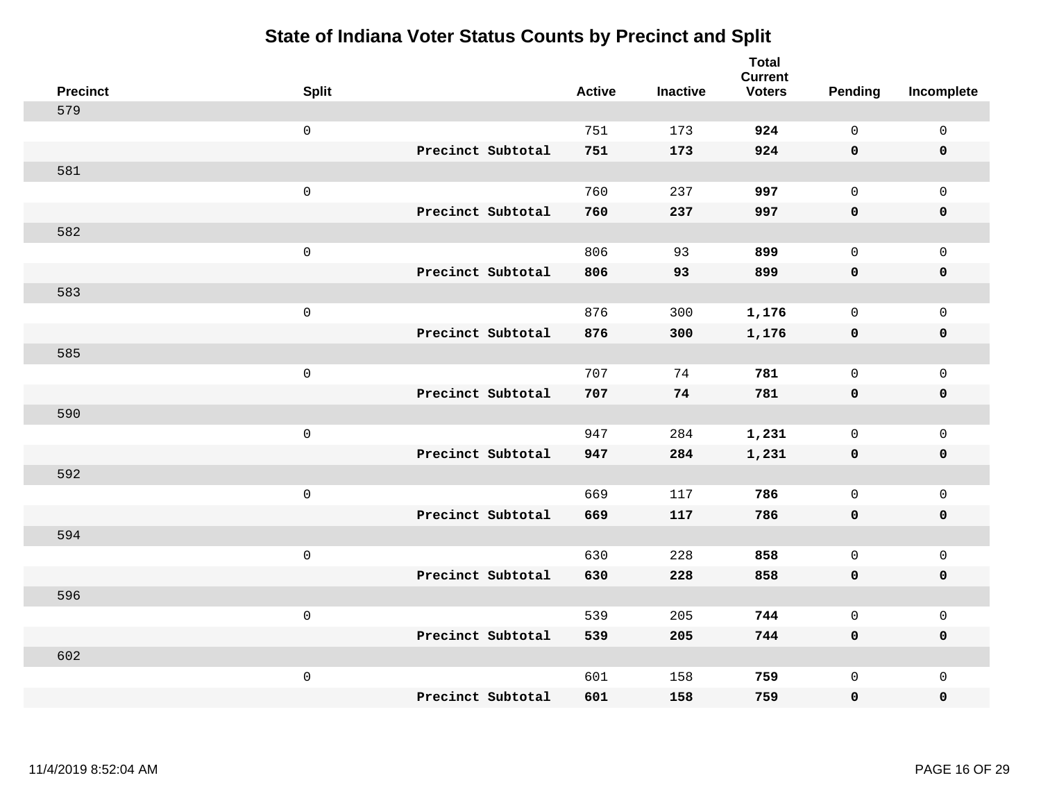# State of Indiana Voter Status Counts by Precinct and Split

| Precinct | Split | | Active | Inactive | Total Current Voters | Pending | Incomplete |
|---|---|---|---|---|---|---|---|
| 579 | | | | | | | |
| | 0 | | 751 | 173 | **924** | 0 | 0 |
| | | **Precinct Subtotal** | **751** | **173** | **924** | **0** | **0** |
| 581 | | | | | | | |
| | 0 | | 760 | 237 | **997** | 0 | 0 |
| | | **Precinct Subtotal** | **760** | **237** | **997** | **0** | **0** |
| 582 | | | | | | | |
| | 0 | | 806 | 93 | **899** | 0 | 0 |
| | | **Precinct Subtotal** | **806** | **93** | **899** | **0** | **0** |
| 583 | | | | | | | |
| | 0 | | 876 | 300 | **1,176** | 0 | 0 |
| | | **Precinct Subtotal** | **876** | **300** | **1,176** | **0** | **0** |
| 585 | | | | | | | |
| | 0 | | 707 | 74 | **781** | 0 | 0 |
| | | **Precinct Subtotal** | **707** | **74** | **781** | **0** | **0** |
| 590 | | | | | | | |
| | 0 | | 947 | 284 | **1,231** | 0 | 0 |
| | | **Precinct Subtotal** | **947** | **284** | **1,231** | **0** | **0** |
| 592 | | | | | | | |
| | 0 | | 669 | 117 | **786** | 0 | 0 |
| | | **Precinct Subtotal** | **669** | **117** | **786** | **0** | **0** |
| 594 | | | | | | | |
| | 0 | | 630 | 228 | **858** | 0 | 0 |
| | | **Precinct Subtotal** | **630** | **228** | **858** | **0** | **0** |
| 596 | | | | | | | |
| | 0 | | 539 | 205 | **744** | 0 | 0 |
| | | **Precinct Subtotal** | **539** | **205** | **744** | **0** | **0** |
| 602 | | | | | | | |
| | 0 | | 601 | 158 | **759** | 0 | 0 |
| | | **Precinct Subtotal** | **601** | **158** | **759** | **0** | **0** |

11/4/2019 8:52:04 AM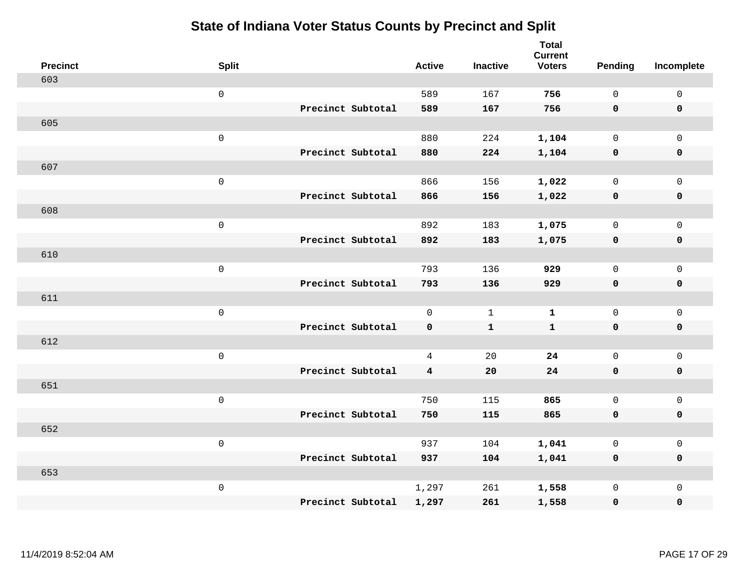# State of Indiana Voter Status Counts by Precinct and Split

| Precinct | Split | | Active | Inactive | Total Current Voters | Pending | Incomplete |
|---|---|---|---|---|---|---|---|
| 603 | | | | | | | |
| | 0 | | 589 | 167 | **756** | 0 | 0 |
| | | **Precinct Subtotal** | **589** | **167** | **756** | **0** | **0** |
| 605 | | | | | | | |
| | 0 | | 880 | 224 | **1,104** | 0 | 0 |
| | | **Precinct Subtotal** | **880** | **224** | **1,104** | **0** | **0** |
| 607 | | | | | | | |
| | 0 | | 866 | 156 | **1,022** | 0 | 0 |
| | | **Precinct Subtotal** | **866** | **156** | **1,022** | **0** | **0** |
| 608 | | | | | | | |
| | 0 | | 892 | 183 | **1,075** | 0 | 0 |
| | | **Precinct Subtotal** | **892** | **183** | **1,075** | **0** | **0** |
| 610 | | | | | | | |
| | 0 | | 793 | 136 | **929** | 0 | 0 |
| | | **Precinct Subtotal** | **793** | **136** | **929** | **0** | **0** |
| 611 | | | | | | | |
| | 0 | | 0 | 1 | **1** | 0 | 0 |
| | | **Precinct Subtotal** | **0** | **1** | **1** | **0** | **0** |
| 612 | | | | | | | |
| | 0 | | 4 | 20 | **24** | 0 | 0 |
| | | **Precinct Subtotal** | **4** | **20** | **24** | **0** | **0** |
| 651 | | | | | | | |
| | 0 | | 750 | 115 | **865** | 0 | 0 |
| | | **Precinct Subtotal** | **750** | **115** | **865** | **0** | **0** |
| 652 | | | | | | | |
| | 0 | | 937 | 104 | **1,041** | 0 | 0 |
| | | **Precinct Subtotal** | **937** | **104** | **1,041** | **0** | **0** |
| 653 | | | | | | | |
| | 0 | | 1,297 | 261 | **1,558** | 0 | 0 |
| | | **Precinct Subtotal** | **1,297** | **261** | **1,558** | **0** | **0** |

11/4/2019 8:52:04 AM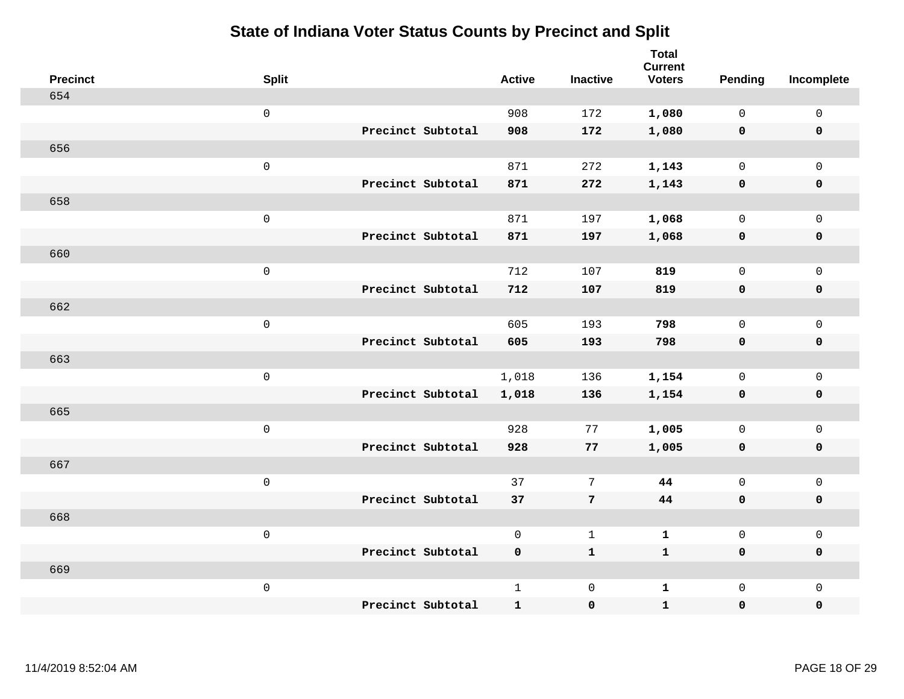# State of Indiana Voter Status Counts by Precinct and Split

| Precinct | Split | | Active | Inactive | Total Current Voters | Pending | Incomplete |
|---|---|---|---|---|---|---|---|
| 654 | | | | | | | |
| | 0 | | 908 | 172 | **1,080** | 0 | 0 |
| | | **Precinct Subtotal** | **908** | **172** | **1,080** | **0** | **0** |
| 656 | | | | | | | |
| | 0 | | 871 | 272 | **1,143** | 0 | 0 |
| | | **Precinct Subtotal** | **871** | **272** | **1,143** | **0** | **0** |
| 658 | | | | | | | |
| | 0 | | 871 | 197 | **1,068** | 0 | 0 |
| | | **Precinct Subtotal** | **871** | **197** | **1,068** | **0** | **0** |
| 660 | | | | | | | |
| | 0 | | 712 | 107 | **819** | 0 | 0 |
| | | **Precinct Subtotal** | **712** | **107** | **819** | **0** | **0** |
| 662 | | | | | | | |
| | 0 | | 605 | 193 | **798** | 0 | 0 |
| | | **Precinct Subtotal** | **605** | **193** | **798** | **0** | **0** |
| 663 | | | | | | | |
| | 0 | | 1,018 | 136 | **1,154** | 0 | 0 |
| | | **Precinct Subtotal** | **1,018** | **136** | **1,154** | **0** | **0** |
| 665 | | | | | | | |
| | 0 | | 928 | 77 | **1,005** | 0 | 0 |
| | | **Precinct Subtotal** | **928** | **77** | **1,005** | **0** | **0** |
| 667 | | | | | | | |
| | 0 | | 37 | 7 | **44** | 0 | 0 |
| | | **Precinct Subtotal** | **37** | **7** | **44** | **0** | **0** |
| 668 | | | | | | | |
| | 0 | | 0 | 1 | **1** | 0 | 0 |
| | | **Precinct Subtotal** | **0** | **1** | **1** | **0** | **0** |
| 669 | | | | | | | |
| | 0 | | 1 | 0 | **1** | 0 | 0 |
| | | **Precinct Subtotal** | **1** | **0** | **1** | **0** | **0** |

11/4/2019 8:52:04 AM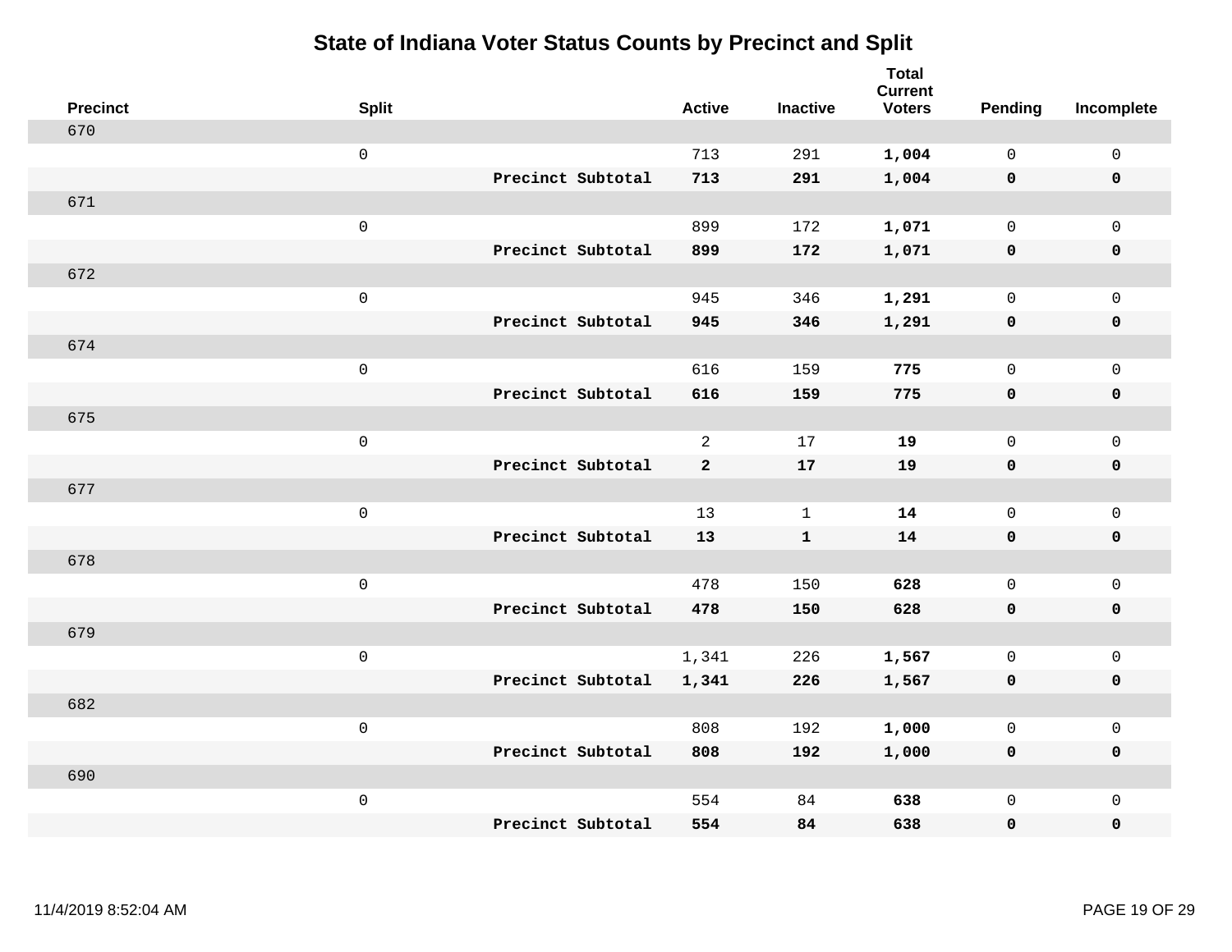# State of Indiana Voter Status Counts by Precinct and Split

| Precinct | Split | | Active | Inactive | Total Current Voters | Pending | Incomplete |
|---|---|---|---|---|---|---|---|
| 670 | | | | | | | |
| | 0 | | 713 | 291 | **1,004** | 0 | 0 |
| | | **Precinct Subtotal** | **713** | **291** | **1,004** | **0** | **0** |
| 671 | | | | | | | |
| | 0 | | 899 | 172 | **1,071** | 0 | 0 |
| | | **Precinct Subtotal** | **899** | **172** | **1,071** | **0** | **0** |
| 672 | | | | | | | |
| | 0 | | 945 | 346 | **1,291** | 0 | 0 |
| | | **Precinct Subtotal** | **945** | **346** | **1,291** | **0** | **0** |
| 674 | | | | | | | |
| | 0 | | 616 | 159 | **775** | 0 | 0 |
| | | **Precinct Subtotal** | **616** | **159** | **775** | **0** | **0** |
| 675 | | | | | | | |
| | 0 | | 2 | 17 | **19** | 0 | 0 |
| | | **Precinct Subtotal** | **2** | **17** | **19** | **0** | **0** |
| 677 | | | | | | | |
| | 0 | | 13 | 1 | **14** | 0 | 0 |
| | | **Precinct Subtotal** | **13** | **1** | **14** | **0** | **0** |
| 678 | | | | | | | |
| | 0 | | 478 | 150 | **628** | 0 | 0 |
| | | **Precinct Subtotal** | **478** | **150** | **628** | **0** | **0** |
| 679 | | | | | | | |
| | 0 | | 1,341 | 226 | **1,567** | 0 | 0 |
| | | **Precinct Subtotal** | **1,341** | **226** | **1,567** | **0** | **0** |
| 682 | | | | | | | |
| | 0 | | 808 | 192 | **1,000** | 0 | 0 |
| | | **Precinct Subtotal** | **808** | **192** | **1,000** | **0** | **0** |
| 690 | | | | | | | |
| | 0 | | 554 | 84 | **638** | 0 | 0 |
| | | **Precinct Subtotal** | **554** | **84** | **638** | **0** | **0** |

11/4/2019 8:52:04 AM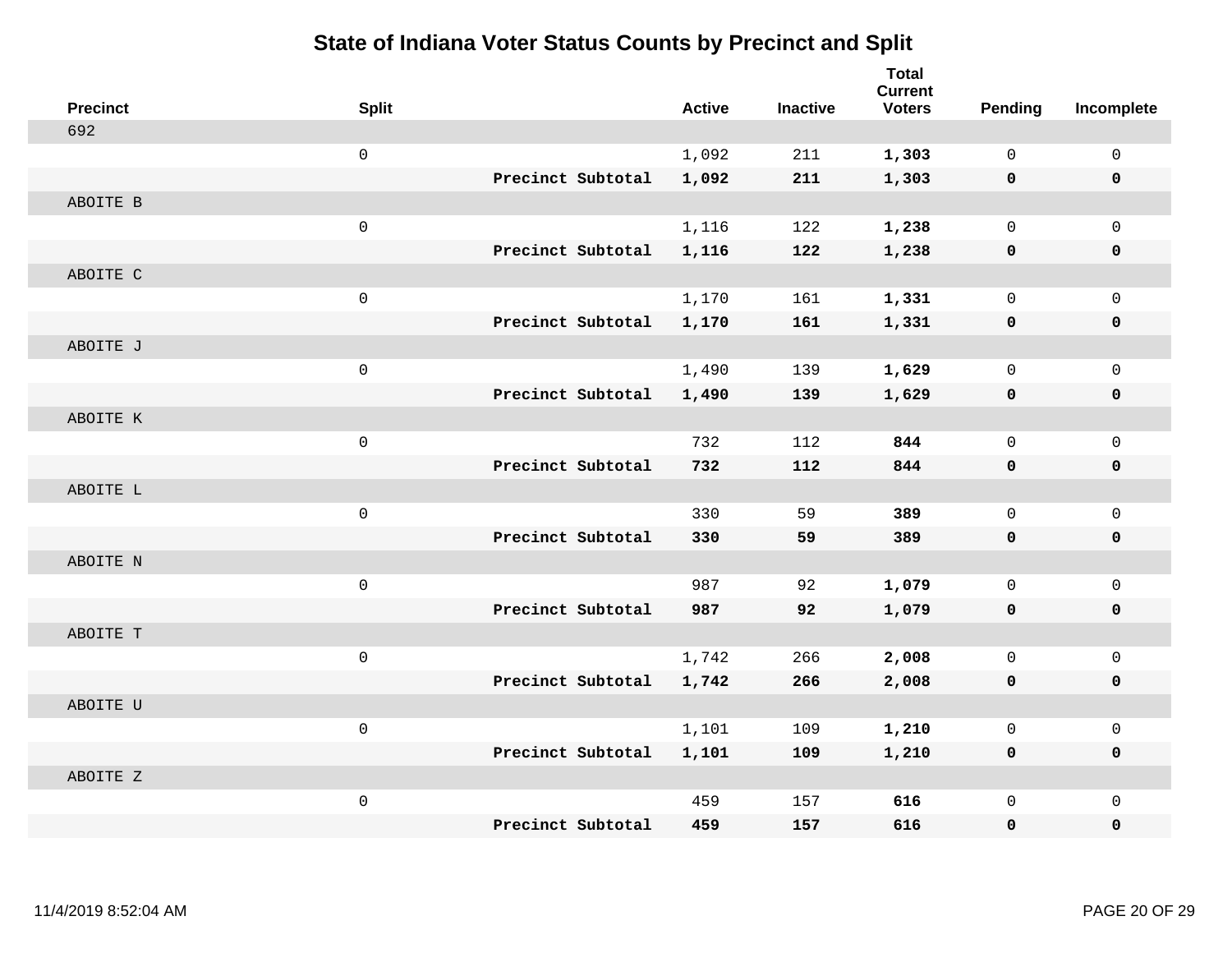# State of Indiana Voter Status Counts by Precinct and Split

| Precinct | Split | | Active | Inactive | Total Current Voters | Pending | Incomplete |
|---|---|---|---|---|---|---|---|
| 692 | | | | | | | |
| | 0 | | 1,092 | 211 | **1,303** | 0 | 0 |
| | | **Precinct Subtotal** | **1,092** | **211** | **1,303** | **0** | **0** |
| ABOITE B | | | | | | | |
| | 0 | | 1,116 | 122 | **1,238** | 0 | 0 |
| | | **Precinct Subtotal** | **1,116** | **122** | **1,238** | **0** | **0** |
| ABOITE C | | | | | | | |
| | 0 | | 1,170 | 161 | **1,331** | 0 | 0 |
| | | **Precinct Subtotal** | **1,170** | **161** | **1,331** | **0** | **0** |
| ABOITE J | | | | | | | |
| | 0 | | 1,490 | 139 | **1,629** | 0 | 0 |
| | | **Precinct Subtotal** | **1,490** | **139** | **1,629** | **0** | **0** |
| ABOITE K | | | | | | | |
| | 0 | | 732 | 112 | **844** | 0 | 0 |
| | | **Precinct Subtotal** | **732** | **112** | **844** | **0** | **0** |
| ABOITE L | | | | | | | |
| | 0 | | 330 | 59 | **389** | 0 | 0 |
| | | **Precinct Subtotal** | **330** | **59** | **389** | **0** | **0** |
| ABOITE N | | | | | | | |
| | 0 | | 987 | 92 | **1,079** | 0 | 0 |
| | | **Precinct Subtotal** | **987** | **92** | **1,079** | **0** | **0** |
| ABOITE T | | | | | | | |
| | 0 | | 1,742 | 266 | **2,008** | 0 | 0 |
| | | **Precinct Subtotal** | **1,742** | **266** | **2,008** | **0** | **0** |
| ABOITE U | | | | | | | |
| | 0 | | 1,101 | 109 | **1,210** | 0 | 0 |
| | | **Precinct Subtotal** | **1,101** | **109** | **1,210** | **0** | **0** |
| ABOITE Z | | | | | | | |
| | 0 | | 459 | 157 | **616** | 0 | 0 |
| | | **Precinct Subtotal** | **459** | **157** | **616** | **0** | **0** |

11/4/2019 8:52:04 AM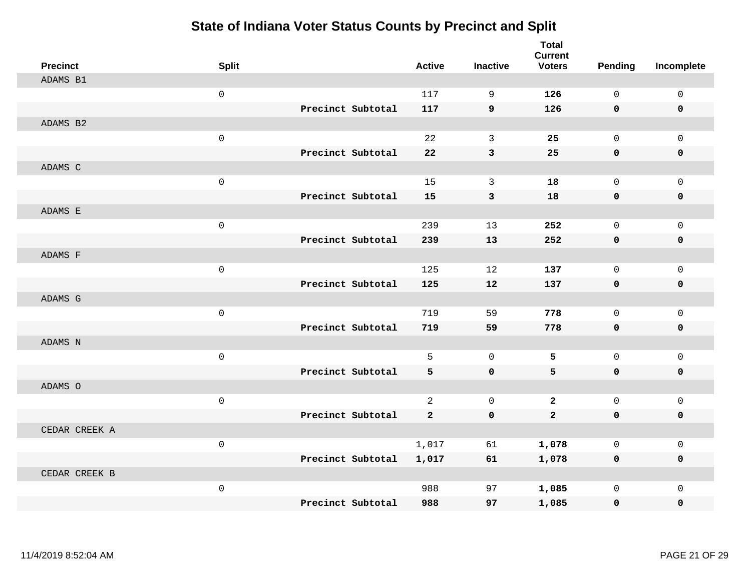# State of Indiana Voter Status Counts by Precinct and Split

| Precinct | Split | | Active | Inactive | Total Current Voters | Pending | Incomplete |
|---|---|---|---|---|---|---|---|
| ADAMS B1 | | | | | | | |
| | 0 | | 117 | 9 | **126** | 0 | 0 |
| | | **Precinct Subtotal** | **117** | **9** | **126** | **0** | **0** |
| ADAMS B2 | | | | | | | |
| | 0 | | 22 | 3 | **25** | 0 | 0 |
| | | **Precinct Subtotal** | **22** | **3** | **25** | **0** | **0** |
| ADAMS C | | | | | | | |
| | 0 | | 15 | 3 | **18** | 0 | 0 |
| | | **Precinct Subtotal** | **15** | **3** | **18** | **0** | **0** |
| ADAMS E | | | | | | | |
| | 0 | | 239 | 13 | **252** | 0 | 0 |
| | | **Precinct Subtotal** | **239** | **13** | **252** | **0** | **0** |
| ADAMS F | | | | | | | |
| | 0 | | 125 | 12 | **137** | 0 | 0 |
| | | **Precinct Subtotal** | **125** | **12** | **137** | **0** | **0** |
| ADAMS G | | | | | | | |
| | 0 | | 719 | 59 | **778** | 0 | 0 |
| | | **Precinct Subtotal** | **719** | **59** | **778** | **0** | **0** |
| ADAMS N | | | | | | | |
| | 0 | | 5 | 0 | **5** | 0 | 0 |
| | | **Precinct Subtotal** | **5** | **0** | **5** | **0** | **0** |
| ADAMS O | | | | | | | |
| | 0 | | 2 | 0 | **2** | 0 | 0 |
| | | **Precinct Subtotal** | **2** | **0** | **2** | **0** | **0** |
| CEDAR CREEK A | | | | | | | |
| | 0 | | 1,017 | 61 | **1,078** | 0 | 0 |
| | | **Precinct Subtotal** | **1,017** | **61** | **1,078** | **0** | **0** |
| CEDAR CREEK B | | | | | | | |
| | 0 | | 988 | 97 | **1,085** | 0 | 0 |
| | | **Precinct Subtotal** | **988** | **97** | **1,085** | **0** | **0** |

11/4/2019 8:52:04 AM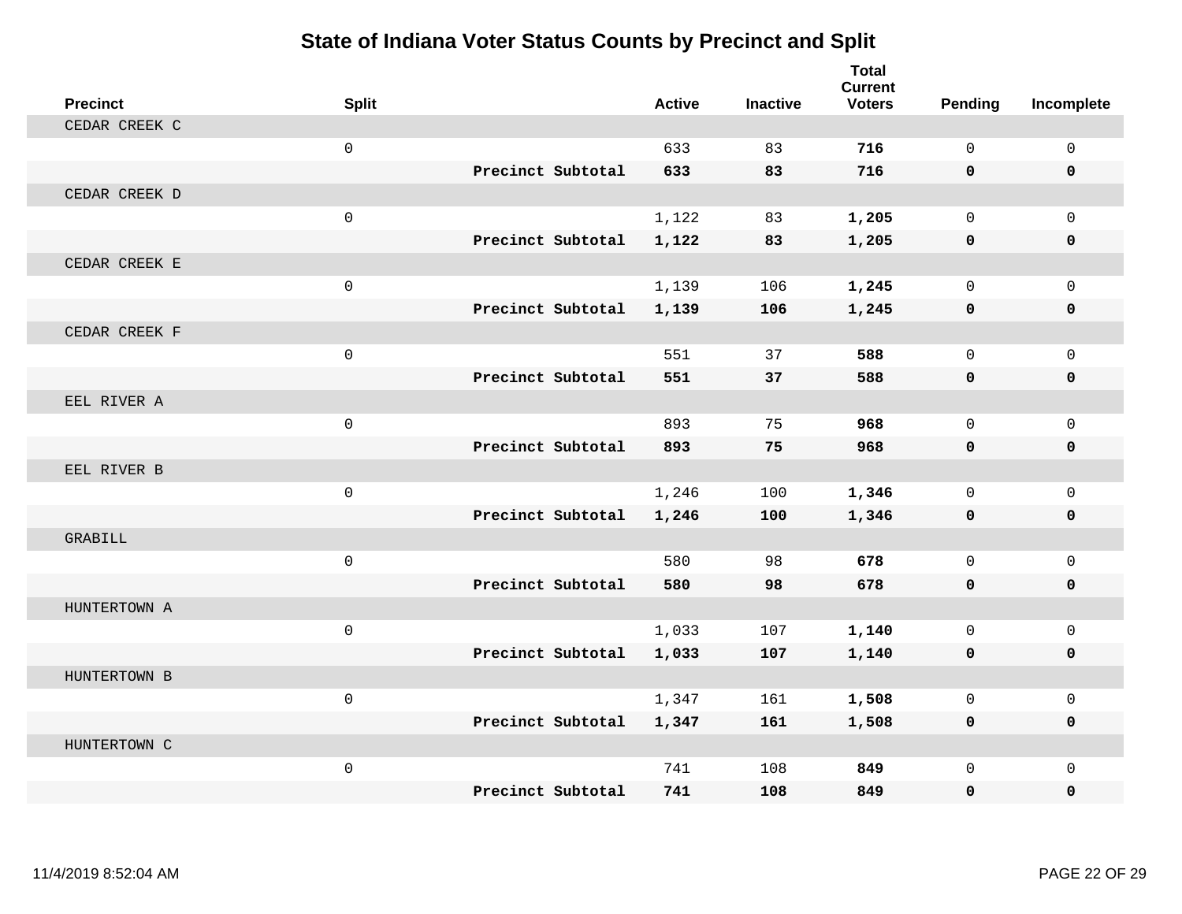# State of Indiana Voter Status Counts by Precinct and Split

| Precinct | Split | | Active | Inactive | Total Current Voters | Pending | Incomplete |
|---|---|---|---|---|---|---|---|
| CEDAR CREEK C | | | | | | | |
| | 0 | | 633 | 83 | **716** | 0 | 0 |
| | | **Precinct Subtotal** | **633** | **83** | **716** | **0** | **0** |
| CEDAR CREEK D | | | | | | | |
| | 0 | | 1,122 | 83 | **1,205** | 0 | 0 |
| | | **Precinct Subtotal** | **1,122** | **83** | **1,205** | **0** | **0** |
| CEDAR CREEK E | | | | | | | |
| | 0 | | 1,139 | 106 | **1,245** | 0 | 0 |
| | | **Precinct Subtotal** | **1,139** | **106** | **1,245** | **0** | **0** |
| CEDAR CREEK F | | | | | | | |
| | 0 | | 551 | 37 | **588** | 0 | 0 |
| | | **Precinct Subtotal** | **551** | **37** | **588** | **0** | **0** |
| EEL RIVER A | | | | | | | |
| | 0 | | 893 | 75 | **968** | 0 | 0 |
| | | **Precinct Subtotal** | **893** | **75** | **968** | **0** | **0** |
| EEL RIVER B | | | | | | | |
| | 0 | | 1,246 | 100 | **1,346** | 0 | 0 |
| | | **Precinct Subtotal** | **1,246** | **100** | **1,346** | **0** | **0** |
| GRABILL | | | | | | | |
| | 0 | | 580 | 98 | **678** | 0 | 0 |
| | | **Precinct Subtotal** | **580** | **98** | **678** | **0** | **0** |
| HUNTERTOWN A | | | | | | | |
| | 0 | | 1,033 | 107 | **1,140** | 0 | 0 |
| | | **Precinct Subtotal** | **1,033** | **107** | **1,140** | **0** | **0** |
| HUNTERTOWN B | | | | | | | |
| | 0 | | 1,347 | 161 | **1,508** | 0 | 0 |
| | | **Precinct Subtotal** | **1,347** | **161** | **1,508** | **0** | **0** |
| HUNTERTOWN C | | | | | | | |
| | 0 | | 741 | 108 | **849** | 0 | 0 |
| | | **Precinct Subtotal** | **741** | **108** | **849** | **0** | **0** |

11/4/2019 8:52:04 AM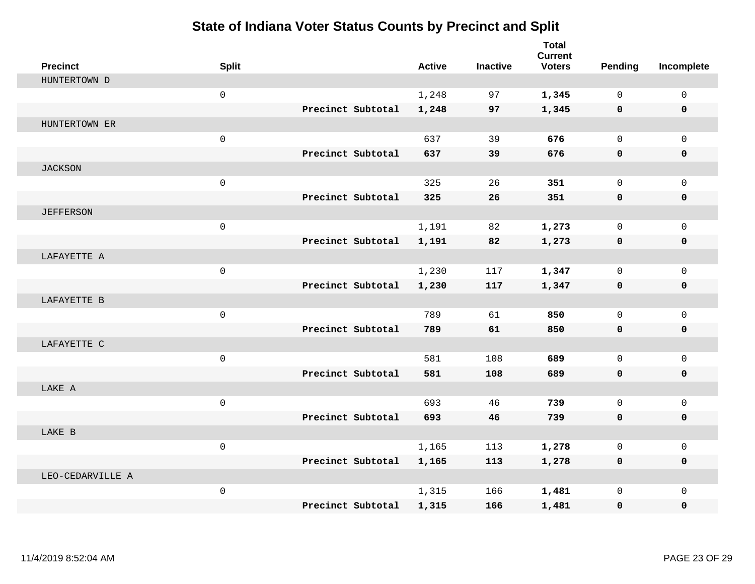# State of Indiana Voter Status Counts by Precinct and Split

| Precinct | Split | | Active | Inactive | Total Current Voters | Pending | Incomplete |
|---|---|---|---|---|---|---|---|
| HUNTERTOWN D | | | | | | | |
| | 0 | | 1,248 | 97 | **1,345** | 0 | 0 |
| | | **Precinct Subtotal** | **1,248** | **97** | **1,345** | **0** | **0** |
| HUNTERTOWN ER | | | | | | | |
| | 0 | | 637 | 39 | **676** | 0 | 0 |
| | | **Precinct Subtotal** | **637** | **39** | **676** | **0** | **0** |
| JACKSON | | | | | | | |
| | 0 | | 325 | 26 | **351** | 0 | 0 |
| | | **Precinct Subtotal** | **325** | **26** | **351** | **0** | **0** |
| JEFFERSON | | | | | | | |
| | 0 | | 1,191 | 82 | **1,273** | 0 | 0 |
| | | **Precinct Subtotal** | **1,191** | **82** | **1,273** | **0** | **0** |
| LAFAYETTE A | | | | | | | |
| | 0 | | 1,230 | 117 | **1,347** | 0 | 0 |
| | | **Precinct Subtotal** | **1,230** | **117** | **1,347** | **0** | **0** |
| LAFAYETTE B | | | | | | | |
| | 0 | | 789 | 61 | **850** | 0 | 0 |
| | | **Precinct Subtotal** | **789** | **61** | **850** | **0** | **0** |
| LAFAYETTE C | | | | | | | |
| | 0 | | 581 | 108 | **689** | 0 | 0 |
| | | **Precinct Subtotal** | **581** | **108** | **689** | **0** | **0** |
| LAKE A | | | | | | | |
| | 0 | | 693 | 46 | **739** | 0 | 0 |
| | | **Precinct Subtotal** | **693** | **46** | **739** | **0** | **0** |
| LAKE B | | | | | | | |
| | 0 | | 1,165 | 113 | **1,278** | 0 | 0 |
| | | **Precinct Subtotal** | **1,165** | **113** | **1,278** | **0** | **0** |
| LEO-CEDARVILLE A | | | | | | | |
| | 0 | | 1,315 | 166 | **1,481** | 0 | 0 |
| | | **Precinct Subtotal** | **1,315** | **166** | **1,481** | **0** | **0** |

11/4/2019 8:52:04 AM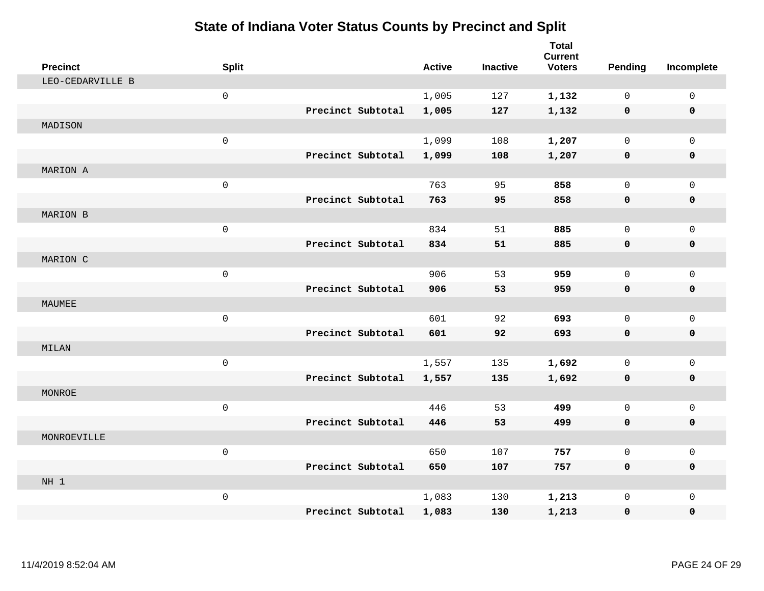# State of Indiana Voter Status Counts by Precinct and Split

| Precinct | Split | | Active | Inactive | Total Current Voters | Pending | Incomplete |
|---|---|---|---|---|---|---|---|
| LEO-CEDARVILLE B | | | | | | | |
| | 0 | | 1,005 | 127 | **1,132** | 0 | 0 |
| | | **Precinct Subtotal** | **1,005** | **127** | **1,132** | **0** | **0** |
| MADISON | | | | | | | |
| | 0 | | 1,099 | 108 | **1,207** | 0 | 0 |
| | | **Precinct Subtotal** | **1,099** | **108** | **1,207** | **0** | **0** |
| MARION A | | | | | | | |
| | 0 | | 763 | 95 | **858** | 0 | 0 |
| | | **Precinct Subtotal** | **763** | **95** | **858** | **0** | **0** |
| MARION B | | | | | | | |
| | 0 | | 834 | 51 | **885** | 0 | 0 |
| | | **Precinct Subtotal** | **834** | **51** | **885** | **0** | **0** |
| MARION C | | | | | | | |
| | 0 | | 906 | 53 | **959** | 0 | 0 |
| | | **Precinct Subtotal** | **906** | **53** | **959** | **0** | **0** |
| MAUMEE | | | | | | | |
| | 0 | | 601 | 92 | **693** | 0 | 0 |
| | | **Precinct Subtotal** | **601** | **92** | **693** | **0** | **0** |
| MILAN | | | | | | | |
| | 0 | | 1,557 | 135 | **1,692** | 0 | 0 |
| | | **Precinct Subtotal** | **1,557** | **135** | **1,692** | **0** | **0** |
| MONROE | | | | | | | |
| | 0 | | 446 | 53 | **499** | 0 | 0 |
| | | **Precinct Subtotal** | **446** | **53** | **499** | **0** | **0** |
| MONROEVILLE | | | | | | | |
| | 0 | | 650 | 107 | **757** | 0 | 0 |
| | | **Precinct Subtotal** | **650** | **107** | **757** | **0** | **0** |
| NH 1 | | | | | | | |
| | 0 | | 1,083 | 130 | **1,213** | 0 | 0 |
| | | **Precinct Subtotal** | **1,083** | **130** | **1,213** | **0** | **0** |

11/4/2019 8:52:04 AM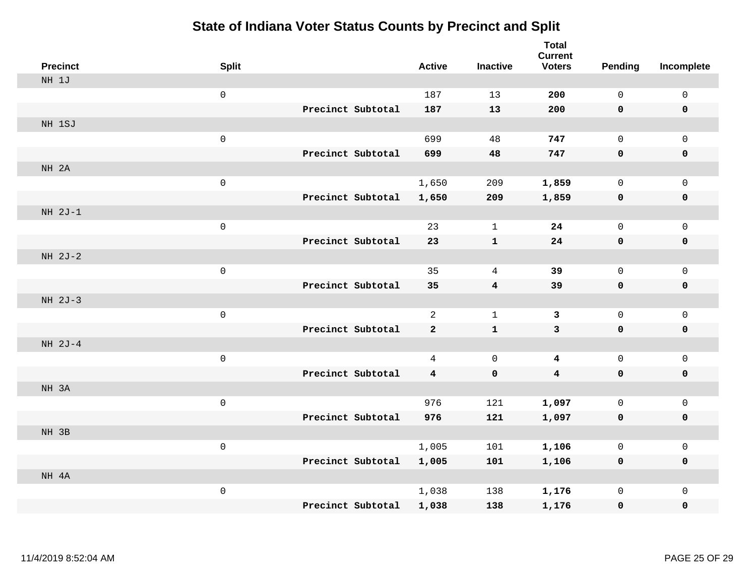# State of Indiana Voter Status Counts by Precinct and Split

| Precinct | Split | | Active | Inactive | Total Current Voters | Pending | Incomplete |
|---|---|---|---|---|---|---|---|
| NH 1J | | | | | | | |
| | 0 | | 187 | 13 | **200** | 0 | 0 |
| | | **Precinct Subtotal** | **187** | **13** | **200** | **0** | **0** |
| NH 1SJ | | | | | | | |
| | 0 | | 699 | 48 | **747** | 0 | 0 |
| | | **Precinct Subtotal** | **699** | **48** | **747** | **0** | **0** |
| NH 2A | | | | | | | |
| | 0 | | 1,650 | 209 | **1,859** | 0 | 0 |
| | | **Precinct Subtotal** | **1,650** | **209** | **1,859** | **0** | **0** |
| NH 2J-1 | | | | | | | |
| | 0 | | 23 | 1 | **24** | 0 | 0 |
| | | **Precinct Subtotal** | **23** | **1** | **24** | **0** | **0** |
| NH 2J-2 | | | | | | | |
| | 0 | | 35 | 4 | **39** | 0 | 0 |
| | | **Precinct Subtotal** | **35** | **4** | **39** | **0** | **0** |
| NH 2J-3 | | | | | | | |
| | 0 | | 2 | 1 | **3** | 0 | 0 |
| | | **Precinct Subtotal** | **2** | **1** | **3** | **0** | **0** |
| NH 2J-4 | | | | | | | |
| | 0 | | 4 | 0 | **4** | 0 | 0 |
| | | **Precinct Subtotal** | **4** | **0** | **4** | **0** | **0** |
| NH 3A | | | | | | | |
| | 0 | | 976 | 121 | **1,097** | 0 | 0 |
| | | **Precinct Subtotal** | **976** | **121** | **1,097** | **0** | **0** |
| NH 3B | | | | | | | |
| | 0 | | 1,005 | 101 | **1,106** | 0 | 0 |
| | | **Precinct Subtotal** | **1,005** | **101** | **1,106** | **0** | **0** |
| NH 4A | | | | | | | |
| | 0 | | 1,038 | 138 | **1,176** | 0 | 0 |
| | | **Precinct Subtotal** | **1,038** | **138** | **1,176** | **0** | **0** |

11/4/2019 8:52:04 AM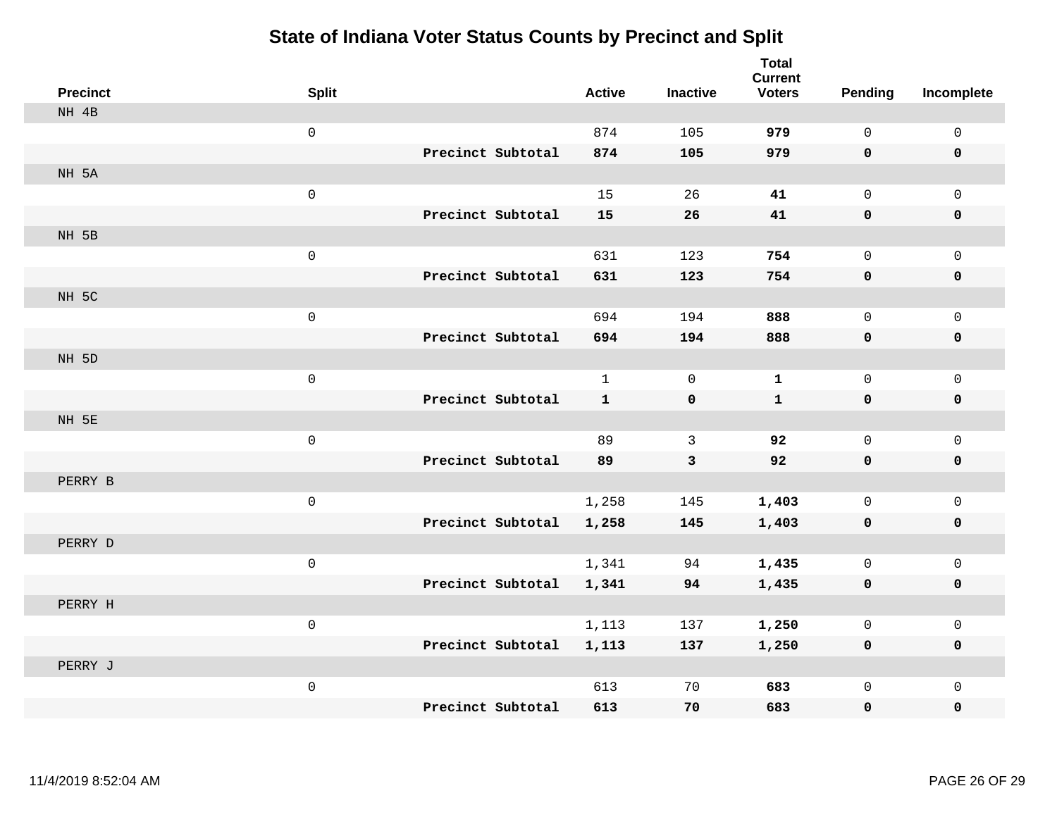# State of Indiana Voter Status Counts by Precinct and Split

| Precinct | Split | | Active | Inactive | Total Current Voters | Pending | Incomplete |
|---|---|---|---|---|---|---|---|
| NH 4B | | | | | | | |
| | 0 | | 874 | 105 | **979** | 0 | 0 |
| | | **Precinct Subtotal** | **874** | **105** | **979** | **0** | **0** |
| NH 5A | | | | | | | |
| | 0 | | 15 | 26 | **41** | 0 | 0 |
| | | **Precinct Subtotal** | **15** | **26** | **41** | **0** | **0** |
| NH 5B | | | | | | | |
| | 0 | | 631 | 123 | **754** | 0 | 0 |
| | | **Precinct Subtotal** | **631** | **123** | **754** | **0** | **0** |
| NH 5C | | | | | | | |
| | 0 | | 694 | 194 | **888** | 0 | 0 |
| | | **Precinct Subtotal** | **694** | **194** | **888** | **0** | **0** |
| NH 5D | | | | | | | |
| | 0 | | 1 | 0 | **1** | 0 | 0 |
| | | **Precinct Subtotal** | **1** | **0** | **1** | **0** | **0** |
| NH 5E | | | | | | | |
| | 0 | | 89 | 3 | **92** | 0 | 0 |
| | | **Precinct Subtotal** | **89** | **3** | **92** | **0** | **0** |
| PERRY B | | | | | | | |
| | 0 | | 1,258 | 145 | **1,403** | 0 | 0 |
| | | **Precinct Subtotal** | **1,258** | **145** | **1,403** | **0** | **0** |
| PERRY D | | | | | | | |
| | 0 | | 1,341 | 94 | **1,435** | 0 | 0 |
| | | **Precinct Subtotal** | **1,341** | **94** | **1,435** | **0** | **0** |
| PERRY H | | | | | | | |
| | 0 | | 1,113 | 137 | **1,250** | 0 | 0 |
| | | **Precinct Subtotal** | **1,113** | **137** | **1,250** | **0** | **0** |
| PERRY J | | | | | | | |
| | 0 | | 613 | 70 | **683** | 0 | 0 |
| | | **Precinct Subtotal** | **613** | **70** | **683** | **0** | **0** |

11/4/2019 8:52:04 AM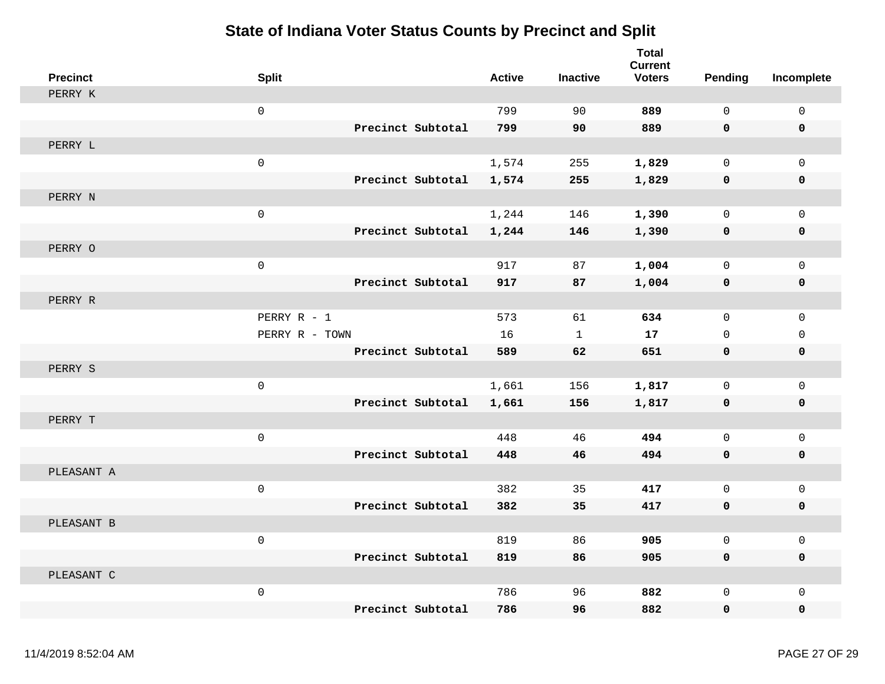# State of Indiana Voter Status Counts by Precinct and Split

| Precinct | Split | | Active | Inactive | Total Current Voters | Pending | Incomplete |
|---|---|---|---|---|---|---|---|
| PERRY K | | | | | | | |
| | 0 | | 799 | 90 | **889** | 0 | 0 |
| | | **Precinct Subtotal** | **799** | **90** | **889** | **0** | **0** |
| PERRY L | | | | | | | |
| | 0 | | 1,574 | 255 | **1,829** | 0 | 0 |
| | | **Precinct Subtotal** | **1,574** | **255** | **1,829** | **0** | **0** |
| PERRY N | | | | | | | |
| | 0 | | 1,244 | 146 | **1,390** | 0 | 0 |
| | | **Precinct Subtotal** | **1,244** | **146** | **1,390** | **0** | **0** |
| PERRY O | | | | | | | |
| | 0 | | 917 | 87 | **1,004** | 0 | 0 |
| | | **Precinct Subtotal** | **917** | **87** | **1,004** | **0** | **0** |
| PERRY R | | | | | | | |
| | PERRY R - 1 | | 573 | 61 | **634** | 0 | 0 |
| | PERRY R - TOWN | | 16 | 1 | **17** | 0 | 0 |
| | | **Precinct Subtotal** | **589** | **62** | **651** | **0** | **0** |
| PERRY S | | | | | | | |
| | 0 | | 1,661 | 156 | **1,817** | 0 | 0 |
| | | **Precinct Subtotal** | **1,661** | **156** | **1,817** | **0** | **0** |
| PERRY T | | | | | | | |
| | 0 | | 448 | 46 | **494** | 0 | 0 |
| | | **Precinct Subtotal** | **448** | **46** | **494** | **0** | **0** |
| PLEASANT A | | | | | | | |
| | 0 | | 382 | 35 | **417** | 0 | 0 |
| | | **Precinct Subtotal** | **382** | **35** | **417** | **0** | **0** |
| PLEASANT B | | | | | | | |
| | 0 | | 819 | 86 | **905** | 0 | 0 |
| | | **Precinct Subtotal** | **819** | **86** | **905** | **0** | **0** |
| PLEASANT C | | | | | | | |
| | 0 | | 786 | 96 | **882** | 0 | 0 |
| | | **Precinct Subtotal** | **786** | **96** | **882** | **0** | **0** |

11/4/2019 8:52:04 AM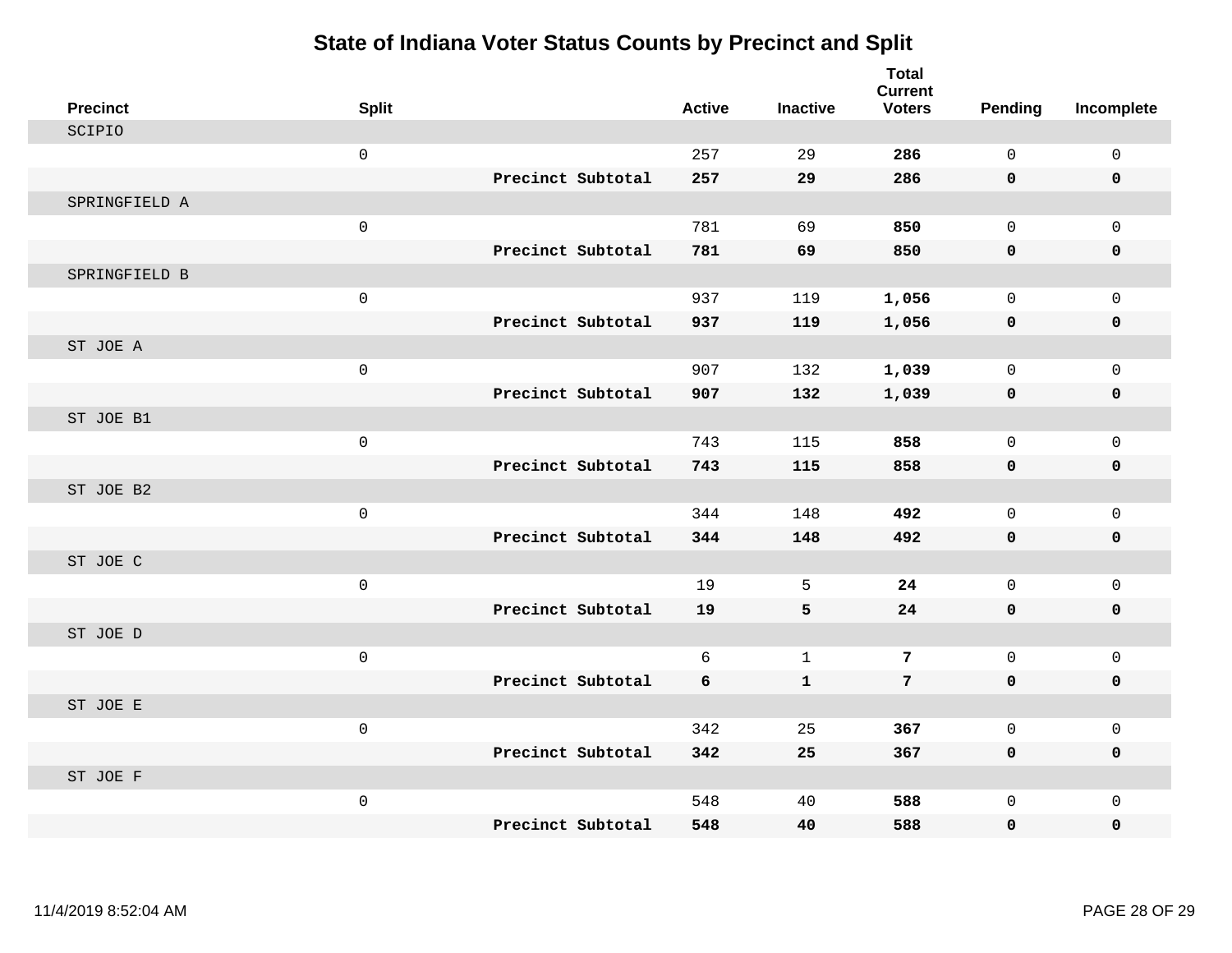# State of Indiana Voter Status Counts by Precinct and Split

| Precinct | Split | | Active | Inactive | Total Current Voters | Pending | Incomplete |
|---|---|---|---|---|---|---|---|
| SCIPIO | | | | | | | |
| | 0 | | 257 | 29 | **286** | 0 | 0 |
| | | **Precinct Subtotal** | **257** | **29** | **286** | **0** | **0** |
| SPRINGFIELD A | | | | | | | |
| | 0 | | 781 | 69 | **850** | 0 | 0 |
| | | **Precinct Subtotal** | **781** | **69** | **850** | **0** | **0** |
| SPRINGFIELD B | | | | | | | |
| | 0 | | 937 | 119 | **1,056** | 0 | 0 |
| | | **Precinct Subtotal** | **937** | **119** | **1,056** | **0** | **0** |
| ST JOE A | | | | | | | |
| | 0 | | 907 | 132 | **1,039** | 0 | 0 |
| | | **Precinct Subtotal** | **907** | **132** | **1,039** | **0** | **0** |
| ST JOE B1 | | | | | | | |
| | 0 | | 743 | 115 | **858** | 0 | 0 |
| | | **Precinct Subtotal** | **743** | **115** | **858** | **0** | **0** |
| ST JOE B2 | | | | | | | |
| | 0 | | 344 | 148 | **492** | 0 | 0 |
| | | **Precinct Subtotal** | **344** | **148** | **492** | **0** | **0** |
| ST JOE C | | | | | | | |
| | 0 | | 19 | 5 | **24** | 0 | 0 |
| | | **Precinct Subtotal** | **19** | **5** | **24** | **0** | **0** |
| ST JOE D | | | | | | | |
| | 0 | | 6 | 1 | **7** | 0 | 0 |
| | | **Precinct Subtotal** | **6** | **1** | **7** | **0** | **0** |
| ST JOE E | | | | | | | |
| | 0 | | 342 | 25 | **367** | 0 | 0 |
| | | **Precinct Subtotal** | **342** | **25** | **367** | **0** | **0** |
| ST JOE F | | | | | | | |
| | 0 | | 548 | 40 | **588** | 0 | 0 |
| | | **Precinct Subtotal** | **548** | **40** | **588** | **0** | **0** |

11/4/2019 8:52:04 AM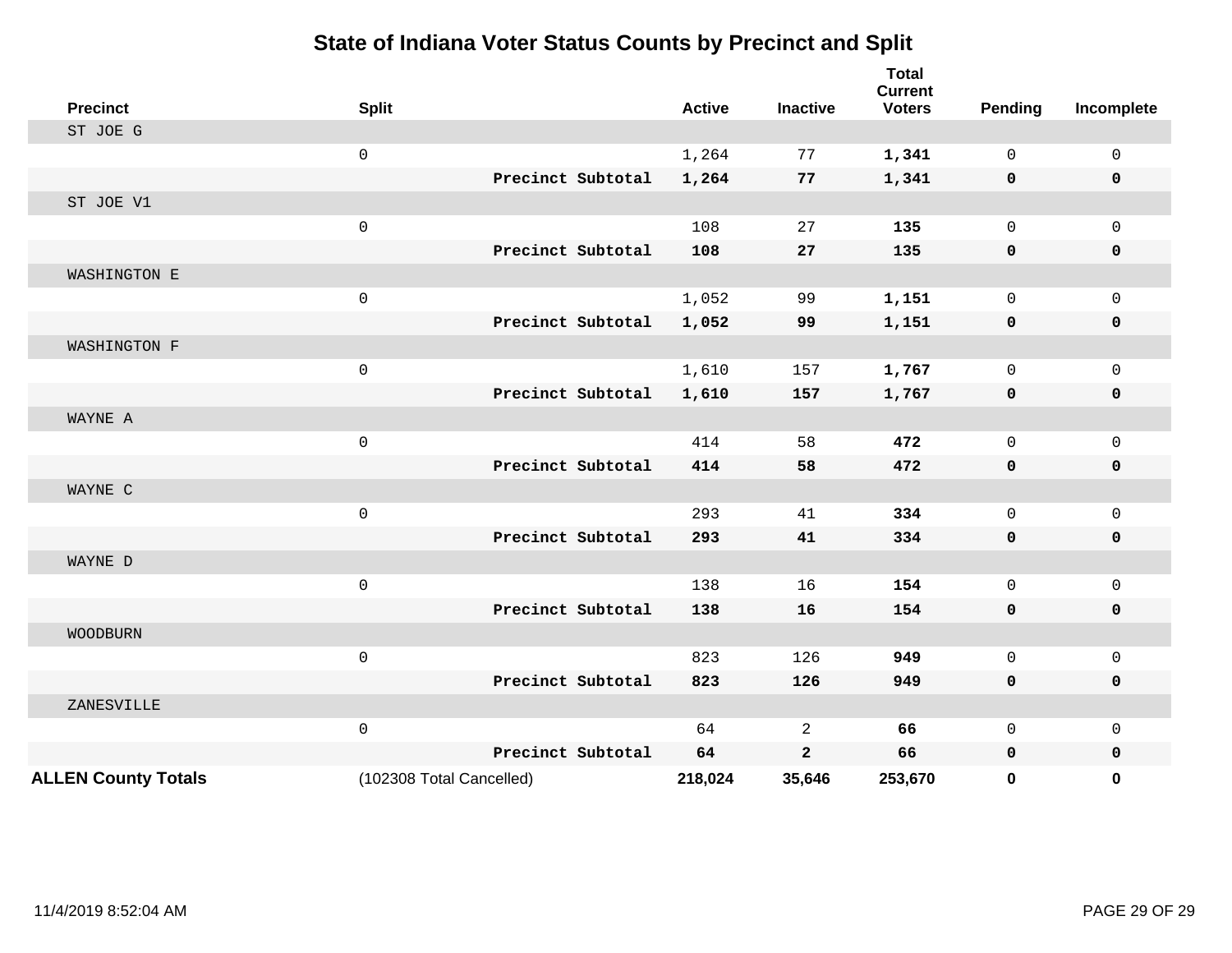# State of Indiana Voter Status Counts by Precinct and Split

| Precinct | Split | | Active | Inactive | Total Current Voters | Pending | Incomplete |
|---|---|---|---|---|---|---|---|
| ST JOE G | | | | | | | |
| | 0 | | 1,264 | 77 | **1,341** | 0 | 0 |
| | | **Precinct Subtotal** | **1,264** | **77** | **1,341** | **0** | **0** |
| ST JOE V1 | | | | | | | |
| | 0 | | 108 | 27 | **135** | 0 | 0 |
| | | **Precinct Subtotal** | **108** | **27** | **135** | **0** | **0** |
| WASHINGTON E | | | | | | | |
| | 0 | | 1,052 | 99 | **1,151** | 0 | 0 |
| | | **Precinct Subtotal** | **1,052** | **99** | **1,151** | **0** | **0** |
| WASHINGTON F | | | | | | | |
| | 0 | | 1,610 | 157 | **1,767** | 0 | 0 |
| | | **Precinct Subtotal** | **1,610** | **157** | **1,767** | **0** | **0** |
| WAYNE A | | | | | | | |
| | 0 | | 414 | 58 | **472** | 0 | 0 |
| | | **Precinct Subtotal** | **414** | **58** | **472** | **0** | **0** |
| WAYNE C | | | | | | | |
| | 0 | | 293 | 41 | **334** | 0 | 0 |
| | | **Precinct Subtotal** | **293** | **41** | **334** | **0** | **0** |
| WAYNE D | | | | | | | |
| | 0 | | 138 | 16 | **154** | 0 | 0 |
| | | **Precinct Subtotal** | **138** | **16** | **154** | **0** | **0** |
| WOODBURN | | | | | | | |
| | 0 | | 823 | 126 | **949** | 0 | 0 |
| | | **Precinct Subtotal** | **823** | **126** | **949** | **0** | **0** |
| ZANESVILLE | | | | | | | |
| | 0 | | 64 | 2 | **66** | 0 | 0 |
| | | **Precinct Subtotal** | **64** | **2** | **66** | **0** | **0** |
| **ALLEN County Totals** | (102308 Total Cancelled) | | **218,024** | **35,646** | **253,670** | **0** | **0** |

11/4/2019 8:52:04 AM